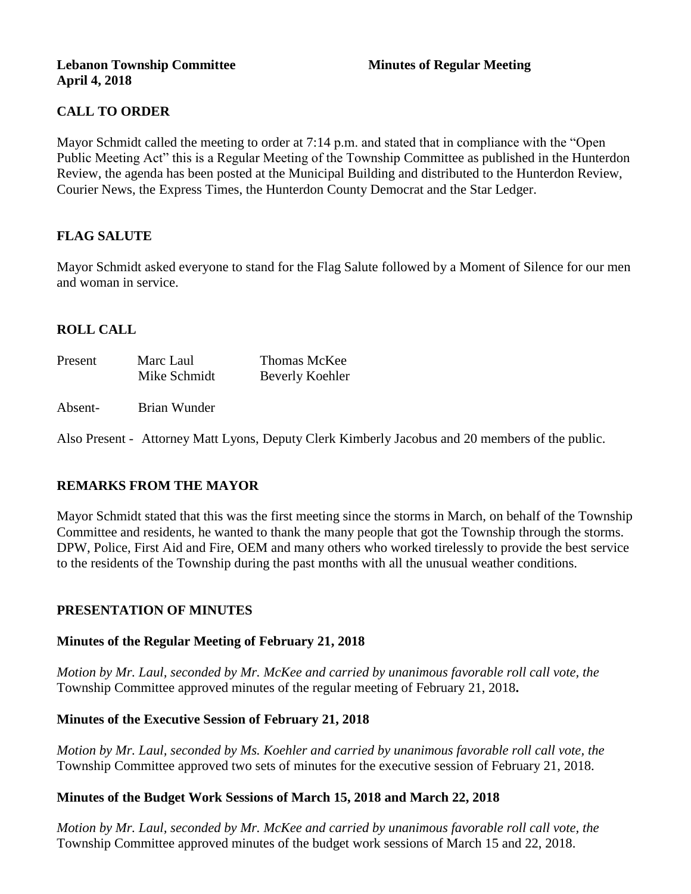**Lebanon Township Committee** **Minutes of Regular Meeting**
**April 4, 2018**

## CALL TO ORDER

Mayor Schmidt called the meeting to order at 7:14 p.m. and stated that in compliance with the "Open Public Meeting Act" this is a Regular Meeting of the Township Committee as published in the Hunterdon Review, the agenda has been posted at the Municipal Building and distributed to the Hunterdon Review, Courier News, the Express Times, the Hunterdon County Democrat and the Star Ledger.

## FLAG SALUTE

Mayor Schmidt asked everyone to stand for the Flag Salute followed by a Moment of Silence for our men and woman in service.

## ROLL CALL

| | | |
|---|---|---|
| Present | Marc Laul | Thomas McKee |
| | Mike Schmidt | Beverly Koehler |
| Absent- | Brian Wunder | |

Also Present - Attorney Matt Lyons, Deputy Clerk Kimberly Jacobus and 20 members of the public.

## REMARKS FROM THE MAYOR

Mayor Schmidt stated that this was the first meeting since the storms in March, on behalf of the Township Committee and residents, he wanted to thank the many people that got the Township through the storms. DPW, Police, First Aid and Fire, OEM and many others who worked tirelessly to provide the best service to the residents of the Township during the past months with all the unusual weather conditions.

## PRESENTATION OF MINUTES

### Minutes of the Regular Meeting of February 21, 2018

*Motion by Mr. Laul, seconded by Mr. McKee and carried by unanimous favorable roll call vote, the* Township Committee approved minutes of the regular meeting of February 21, 2018**.**

### Minutes of the Executive Session of February 21, 2018

*Motion by Mr. Laul, seconded by Ms. Koehler and carried by unanimous favorable roll call vote, the* Township Committee approved two sets of minutes for the executive session of February 21, 2018.

### Minutes of the Budget Work Sessions of March 15, 2018 and March 22, 2018

*Motion by Mr. Laul, seconded by Mr. McKee and carried by unanimous favorable roll call vote, the* Township Committee approved minutes of the budget work sessions of March 15 and 22, 2018.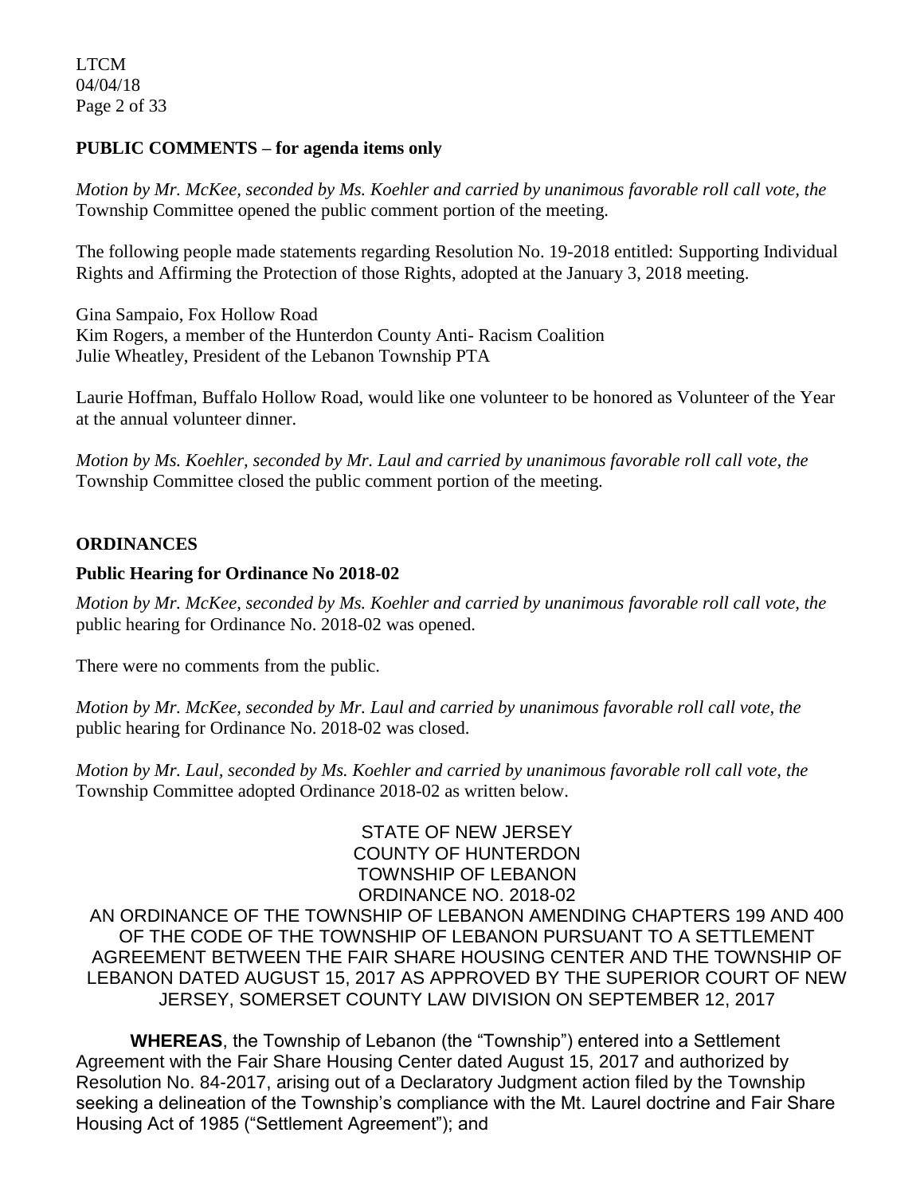## PUBLIC COMMENTS – for agenda items only

*Motion by Mr. McKee, seconded by Ms. Koehler and carried by unanimous favorable roll call vote, the* Township Committee opened the public comment portion of the meeting.

The following people made statements regarding Resolution No. 19-2018 entitled: Supporting Individual Rights and Affirming the Protection of those Rights, adopted at the January 3, 2018 meeting.

Gina Sampaio, Fox Hollow Road
Kim Rogers, a member of the Hunterdon County Anti- Racism Coalition
Julie Wheatley, President of the Lebanon Township PTA

Laurie Hoffman, Buffalo Hollow Road, would like one volunteer to be honored as Volunteer of the Year at the annual volunteer dinner.

*Motion by Ms. Koehler, seconded by Mr. Laul and carried by unanimous favorable roll call vote, the* Township Committee closed the public comment portion of the meeting.

## ORDINANCES

### Public Hearing for Ordinance No 2018-02

*Motion by Mr. McKee, seconded by Ms. Koehler and carried by unanimous favorable roll call vote, the* public hearing for Ordinance No. 2018-02 was opened.

There were no comments from the public.

*Motion by Mr. McKee, seconded by Mr. Laul and carried by unanimous favorable roll call vote, the* public hearing for Ordinance No. 2018-02 was closed.

*Motion by Mr. Laul, seconded by Ms. Koehler and carried by unanimous favorable roll call vote, the* Township Committee adopted Ordinance 2018-02 as written below.

STATE OF NEW JERSEY
COUNTY OF HUNTERDON
TOWNSHIP OF LEBANON
ORDINANCE NO. 2018-02

AN ORDINANCE OF THE TOWNSHIP OF LEBANON AMENDING CHAPTERS 199 AND 400 OF THE CODE OF THE TOWNSHIP OF LEBANON PURSUANT TO A SETTLEMENT AGREEMENT BETWEEN THE FAIR SHARE HOUSING CENTER AND THE TOWNSHIP OF LEBANON DATED AUGUST 15, 2017 AS APPROVED BY THE SUPERIOR COURT OF NEW JERSEY, SOMERSET COUNTY LAW DIVISION ON SEPTEMBER 12, 2017

**WHEREAS**, the Township of Lebanon (the "Township") entered into a Settlement Agreement with the Fair Share Housing Center dated August 15, 2017 and authorized by Resolution No. 84-2017, arising out of a Declaratory Judgment action filed by the Township seeking a delineation of the Township's compliance with the Mt. Laurel doctrine and Fair Share Housing Act of 1985 ("Settlement Agreement"); and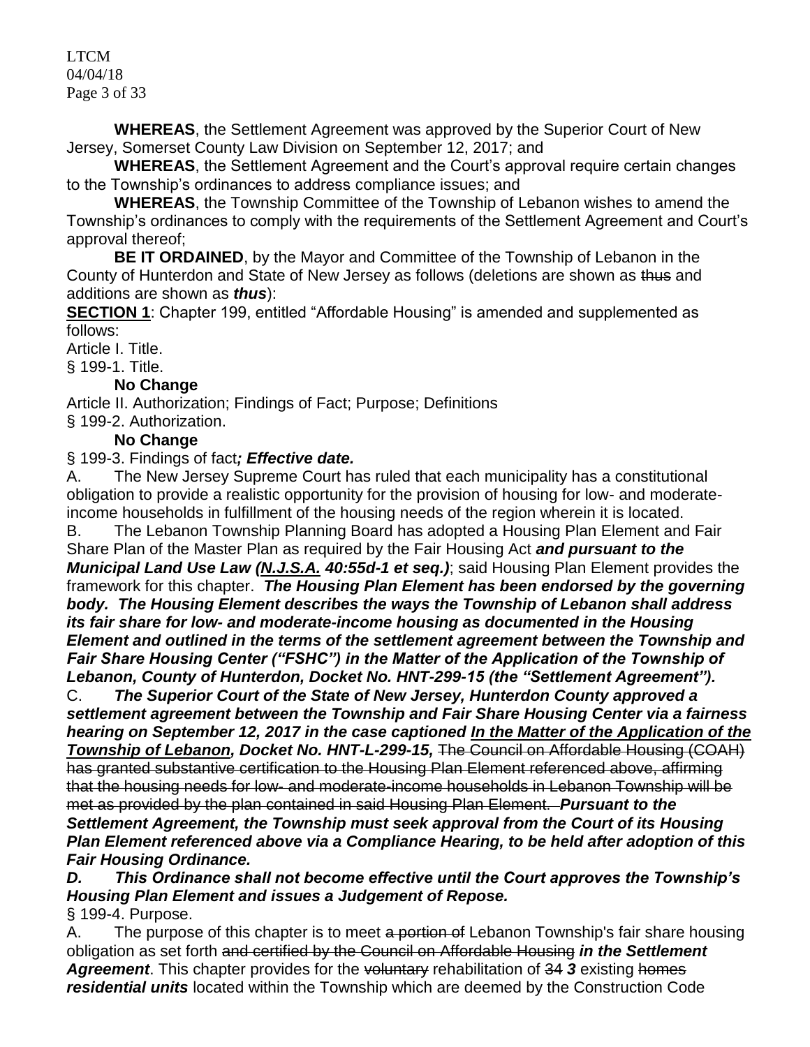**WHEREAS**, the Settlement Agreement was approved by the Superior Court of New Jersey, Somerset County Law Division on September 12, 2017; and

**WHEREAS**, the Settlement Agreement and the Court's approval require certain changes to the Township's ordinances to address compliance issues; and

**WHEREAS**, the Township Committee of the Township of Lebanon wishes to amend the Township's ordinances to comply with the requirements of the Settlement Agreement and Court's approval thereof;

**BE IT ORDAINED**, by the Mayor and Committee of the Township of Lebanon in the County of Hunterdon and State of New Jersey as follows (deletions are shown as ~~thus~~ and additions are shown as ***thus***):

**<u>SECTION 1</u>**: Chapter 199, entitled "Affordable Housing" is amended and supplemented as follows:

Article I. Title.

§ 199-1. Title.

**No Change**

Article II. Authorization; Findings of Fact; Purpose; Definitions

§ 199-2. Authorization.

**No Change**

§ 199-3. Findings of fact***; Effective date.***

A. The New Jersey Supreme Court has ruled that each municipality has a constitutional obligation to provide a realistic opportunity for the provision of housing for low- and moderate-income households in fulfillment of the housing needs of the region wherein it is located.

B. The Lebanon Township Planning Board has adopted a Housing Plan Element and Fair Share Plan of the Master Plan as required by the Fair Housing Act ***and pursuant to the Municipal Land Use Law (<u>N.J.S.A.</u> 40:55d-1 et seq.)***; said Housing Plan Element provides the framework for this chapter. ***The Housing Plan Element has been endorsed by the governing body. The Housing Element describes the ways the Township of Lebanon shall address its fair share for low- and moderate-income housing as documented in the Housing Element and outlined in the terms of the settlement agreement between the Township and Fair Share Housing Center ("FSHC") in the Matter of the Application of the Township of Lebanon, County of Hunterdon, Docket No. HNT-299-15 (the "Settlement Agreement").***

C. ***The Superior Court of the State of New Jersey, Hunterdon County approved a settlement agreement between the Township and Fair Share Housing Center via a fairness hearing on September 12, 2017 in the case captioned <u>In the Matter of the Application of the Township of Lebanon</u>, Docket No. HNT-L-299-15,*** ~~The Council on Affordable Housing (COAH) has granted substantive certification to the Housing Plan Element referenced above, affirming that the housing needs for low- and moderate-income households in Lebanon Township will be met as provided by the plan contained in said Housing Plan Element.~~ ***Pursuant to the Settlement Agreement, the Township must seek approval from the Court of its Housing Plan Element referenced above via a Compliance Hearing, to be held after adoption of this Fair Housing Ordinance.***

***D. This Ordinance shall not become effective until the Court approves the Township's Housing Plan Element and issues a Judgement of Repose.***

§ 199-4. Purpose.

A. The purpose of this chapter is to meet ~~a portion of~~ Lebanon Township's fair share housing obligation as set forth ~~and certified by the Council on Affordable Housing~~ ***in the Settlement Agreement***. This chapter provides for the ~~voluntary~~ rehabilitation of ~~34~~ ***3*** existing ~~homes~~ ***residential units*** located within the Township which are deemed by the Construction Code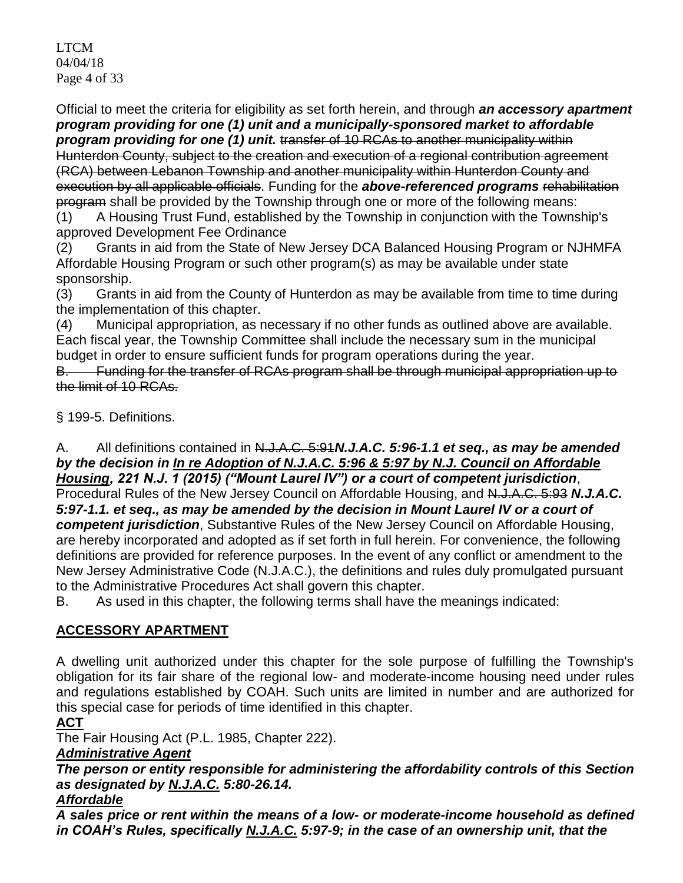Official to meet the criteria for eligibility as set forth herein, and through ***an accessory apartment program providing for one (1) unit and a municipally-sponsored market to affordable program providing for one (1) unit.*** ~~transfer of 10 RCAs to another municipality within Hunterdon County, subject to the creation and execution of a regional contribution agreement (RCA) between Lebanon Township and another municipality within Hunterdon County and execution by all applicable officials~~. Funding for the ***above-referenced programs*** ~~rehabilitation program~~ shall be provided by the Township through one or more of the following means:

(1) A Housing Trust Fund, established by the Township in conjunction with the Township's approved Development Fee Ordinance

(2) Grants in aid from the State of New Jersey DCA Balanced Housing Program or NJHMFA Affordable Housing Program or such other program(s) as may be available under state sponsorship.

(3) Grants in aid from the County of Hunterdon as may be available from time to time during the implementation of this chapter.

(4) Municipal appropriation, as necessary if no other funds as outlined above are available. Each fiscal year, the Township Committee shall include the necessary sum in the municipal budget in order to ensure sufficient funds for program operations during the year.

~~B. Funding for the transfer of RCAs program shall be through municipal appropriation up to the limit of 10 RCAs.~~

§ 199-5. Definitions.

A. All definitions contained in ~~N.J.A.C. 5:91~~***N.J.A.C. 5:96-1.1 et seq., as may be amended by the decision in <u>In re Adoption of N.J.A.C. 5:96 & 5:97 by N.J. Council on Affordable Housing</u>, 221 N.J. 1 (2015) ("Mount Laurel IV") or a court of competent jurisdiction***, Procedural Rules of the New Jersey Council on Affordable Housing, and ~~N.J.A.C. 5:93~~ ***N.J.A.C. 5:97-1.1. et seq., as may be amended by the decision in Mount Laurel IV or a court of competent jurisdiction***, Substantive Rules of the New Jersey Council on Affordable Housing, are hereby incorporated and adopted as if set forth in full herein. For convenience, the following definitions are provided for reference purposes. In the event of any conflict or amendment to the New Jersey Administrative Code (N.J.A.C.), the definitions and rules duly promulgated pursuant to the Administrative Procedures Act shall govern this chapter.

B. As used in this chapter, the following terms shall have the meanings indicated:

**<u>ACCESSORY APARTMENT</u>**

A dwelling unit authorized under this chapter for the sole purpose of fulfilling the Township's obligation for its fair share of the regional low- and moderate-income housing need under rules and regulations established by COAH. Such units are limited in number and are authorized for this special case for periods of time identified in this chapter.

**<u>ACT</u>**

The Fair Housing Act (P.L. 1985, Chapter 222).

***<u>Administrative Agent</u>***

***The person or entity responsible for administering the affordability controls of this Section as designated by <u>N.J.A.C.</u> 5:80-26.14.***

***<u>Affordable</u>***

***A sales price or rent within the means of a low- or moderate-income household as defined in COAH's Rules, specifically <u>N.J.A.C.</u> 5:97-9; in the case of an ownership unit, that the***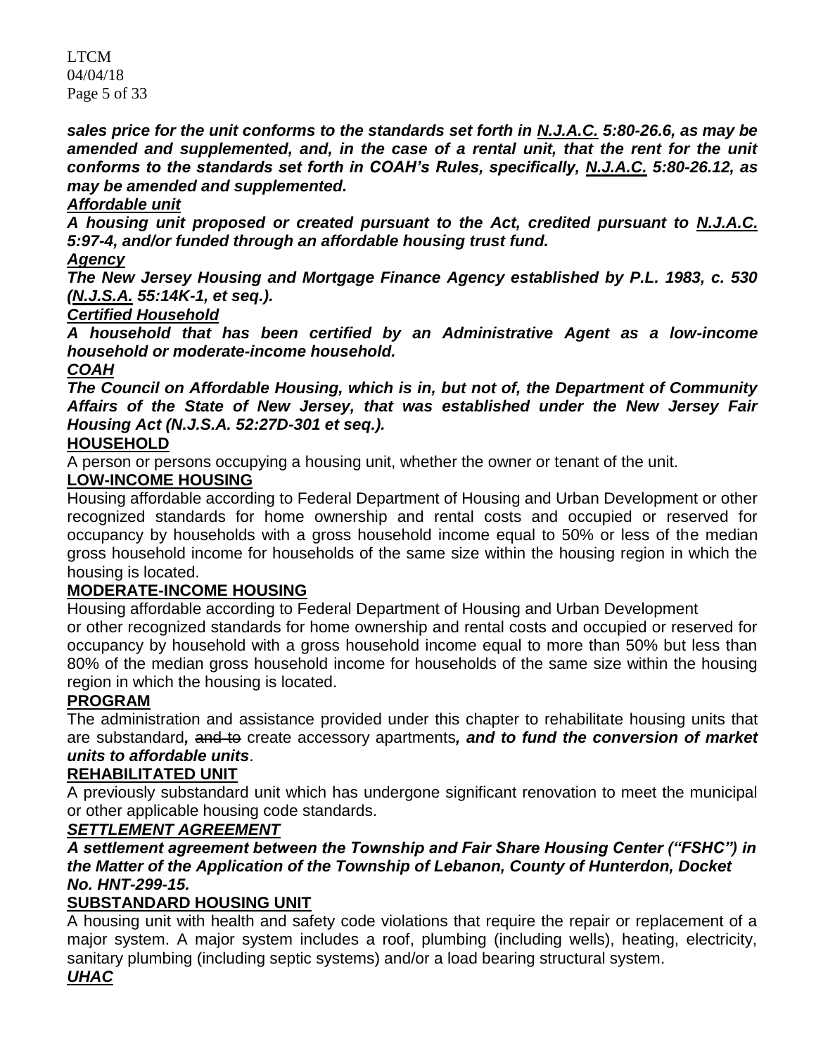***sales price for the unit conforms to the standards set forth in N.J.A.C. 5:80-26.6, as may be amended and supplemented, and, in the case of a rental unit, that the rent for the unit conforms to the standards set forth in COAH's Rules, specifically, N.J.A.C. 5:80-26.12, as may be amended and supplemented.***

***Affordable unit***

***A housing unit proposed or created pursuant to the Act, credited pursuant to N.J.A.C. 5:97-4, and/or funded through an affordable housing trust fund.***

***Agency***

***The New Jersey Housing and Mortgage Finance Agency established by P.L. 1983, c. 530 (N.J.S.A. 55:14K-1, et seq.).***

***Certified Household***

***A household that has been certified by an Administrative Agent as a low-income household or moderate-income household.***

***COAH***

***The Council on Affordable Housing, which is in, but not of, the Department of Community Affairs of the State of New Jersey, that was established under the New Jersey Fair Housing Act (N.J.S.A. 52:27D-301 et seq.).***

**HOUSEHOLD**

A person or persons occupying a housing unit, whether the owner or tenant of the unit.

**LOW-INCOME HOUSING**

Housing affordable according to Federal Department of Housing and Urban Development or other recognized standards for home ownership and rental costs and occupied or reserved for occupancy by households with a gross household income equal to 50% or less of the median gross household income for households of the same size within the housing region in which the housing is located.

**MODERATE-INCOME HOUSING**

Housing affordable according to Federal Department of Housing and Urban Development or other recognized standards for home ownership and rental costs and occupied or reserved for occupancy by household with a gross household income equal to more than 50% but less than 80% of the median gross household income for households of the same size within the housing region in which the housing is located.

**PROGRAM**

The administration and assistance provided under this chapter to rehabilitate housing units that are substandard***,*** ~~and to~~ create accessory apartments***, and to fund the conversion of market units to affordable units***.

**REHABILITATED UNIT**

A previously substandard unit which has undergone significant renovation to meet the municipal or other applicable housing code standards.

***SETTLEMENT AGREEMENT***

***A settlement agreement between the Township and Fair Share Housing Center ("FSHC") in the Matter of the Application of the Township of Lebanon, County of Hunterdon, Docket No. HNT-299-15.***

**SUBSTANDARD HOUSING UNIT**

A housing unit with health and safety code violations that require the repair or replacement of a major system. A major system includes a roof, plumbing (including wells), heating, electricity, sanitary plumbing (including septic systems) and/or a load bearing structural system.

***UHAC***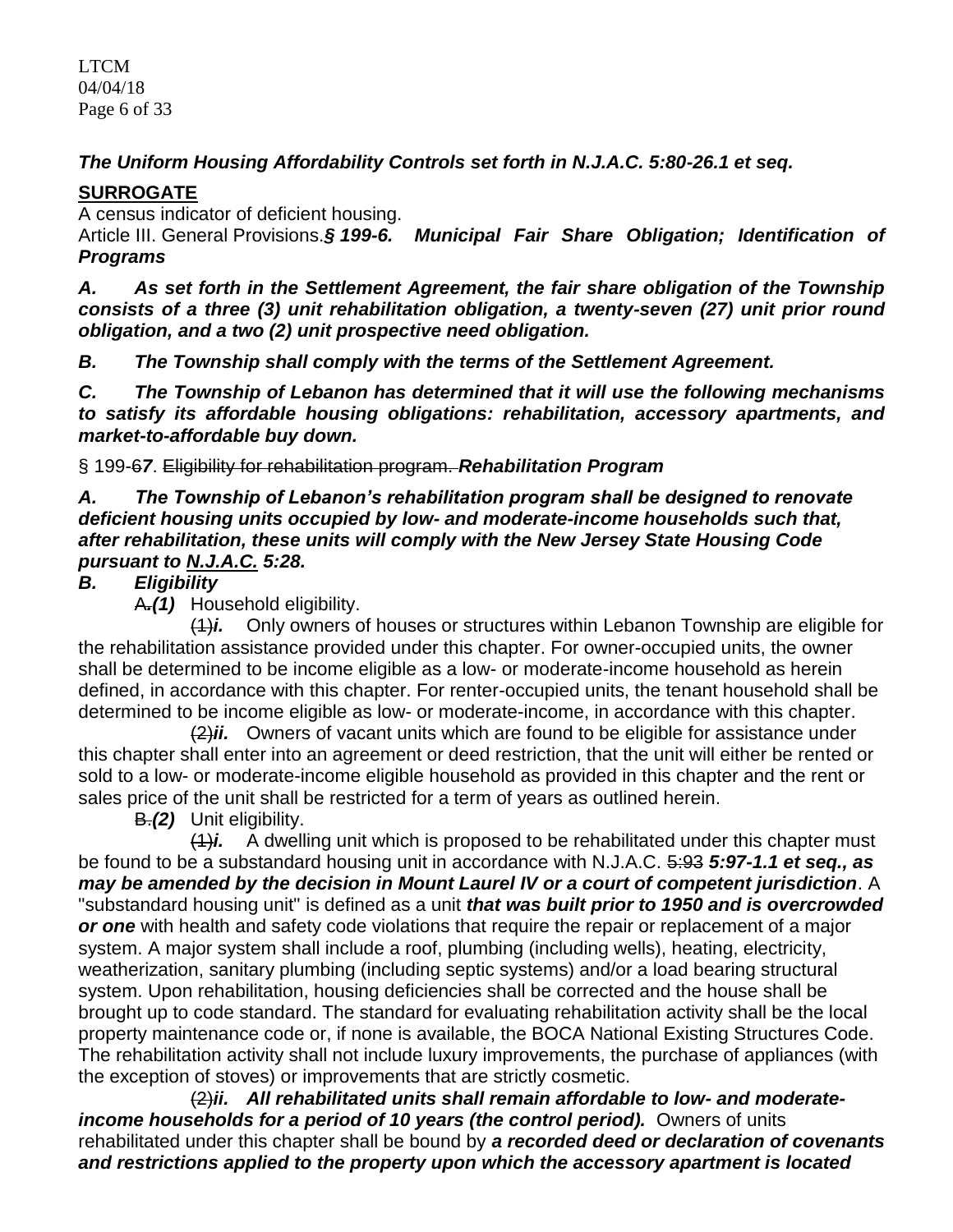***The Uniform Housing Affordability Controls set forth in N.J.A.C. 5:80-26.1 et seq.***

**SURROGATE**

A census indicator of deficient housing.

Article III. General Provisions.***§ 199-6. Municipal Fair Share Obligation; Identification of Programs***

***A. As set forth in the Settlement Agreement, the fair share obligation of the Township consists of a three (3) unit rehabilitation obligation, a twenty-seven (27) unit prior round obligation, and a two (2) unit prospective need obligation.***

***B. The Township shall comply with the terms of the Settlement Agreement.***

***C. The Township of Lebanon has determined that it will use the following mechanisms to satisfy its affordable housing obligations: rehabilitation, accessory apartments, and market-to-affordable buy down.***

§ 199-~~6~~***7***. ~~Eligibility for rehabilitation program.~~ ***Rehabilitation Program***

***A. The Township of Lebanon's rehabilitation program shall be designed to renovate deficient housing units occupied by low- and moderate-income households such that, after rehabilitation, these units will comply with the New Jersey State Housing Code pursuant to N.J.A.C. 5:28.***

***B. Eligibility***

~~A.~~***(1)*** Household eligibility.

~~(1)~~***i.*** Only owners of houses or structures within Lebanon Township are eligible for the rehabilitation assistance provided under this chapter. For owner-occupied units, the owner shall be determined to be income eligible as a low- or moderate-income household as herein defined, in accordance with this chapter. For renter-occupied units, the tenant household shall be determined to be income eligible as low- or moderate-income, in accordance with this chapter.

~~(2)~~***ii.*** Owners of vacant units which are found to be eligible for assistance under this chapter shall enter into an agreement or deed restriction, that the unit will either be rented or sold to a low- or moderate-income eligible household as provided in this chapter and the rent or sales price of the unit shall be restricted for a term of years as outlined herein.

~~B.~~***(2)*** Unit eligibility.

~~(1)~~***i.*** A dwelling unit which is proposed to be rehabilitated under this chapter must be found to be a substandard housing unit in accordance with N.J.A.C. ~~5:93~~ ***5:97-1.1 et seq., as may be amended by the decision in Mount Laurel IV or a court of competent jurisdiction***. A "substandard housing unit" is defined as a unit ***that was built prior to 1950 and is overcrowded or one*** with health and safety code violations that require the repair or replacement of a major system. A major system shall include a roof, plumbing (including wells), heating, electricity, weatherization, sanitary plumbing (including septic systems) and/or a load bearing structural system. Upon rehabilitation, housing deficiencies shall be corrected and the house shall be brought up to code standard. The standard for evaluating rehabilitation activity shall be the local property maintenance code or, if none is available, the BOCA National Existing Structures Code. The rehabilitation activity shall not include luxury improvements, the purchase of appliances (with the exception of stoves) or improvements that are strictly cosmetic.

~~(2)~~***ii. All rehabilitated units shall remain affordable to low- and moderate-income households for a period of 10 years (the control period).*** Owners of units rehabilitated under this chapter shall be bound by ***a recorded deed or declaration of covenants and restrictions applied to the property upon which the accessory apartment is located***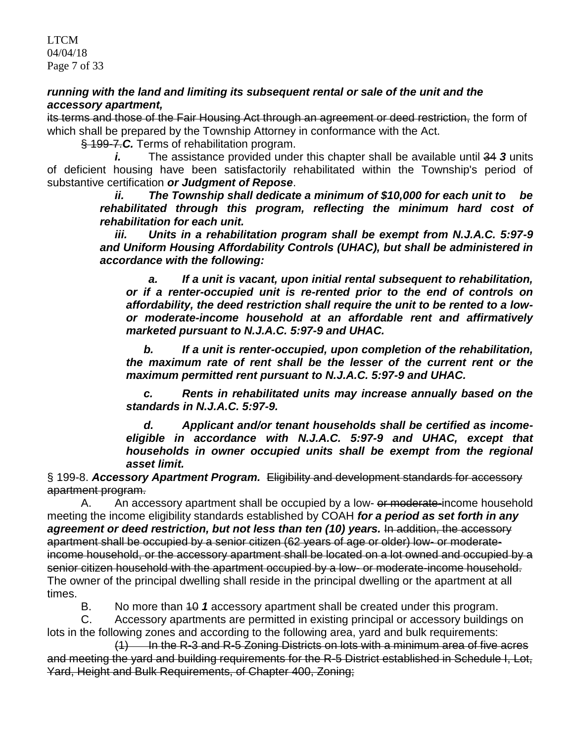***running with the land and limiting its subsequent rental or sale of the unit and the accessory apartment,***

~~its terms and those of the Fair Housing Act through an agreement or deed restriction,~~ the form of which shall be prepared by the Township Attorney in conformance with the Act.

~~§ 199-7.~~***C.*** Terms of rehabilitation program.

***i.*** The assistance provided under this chapter shall be available until ~~34~~ ***3*** units of deficient housing have been satisfactorily rehabilitated within the Township's period of substantive certification ***or Judgment of Repose***.

***ii. The Township shall dedicate a minimum of $10,000 for each unit to be rehabilitated through this program, reflecting the minimum hard cost of rehabilitation for each unit.***

***iii. Units in a rehabilitation program shall be exempt from N.J.A.C. 5:97-9 and Uniform Housing Affordability Controls (UHAC), but shall be administered in accordance with the following:***

***a. If a unit is vacant, upon initial rental subsequent to rehabilitation, or if a renter-occupied unit is re-rented prior to the end of controls on affordability, the deed restriction shall require the unit to be rented to a low- or moderate-income household at an affordable rent and affirmatively marketed pursuant to N.J.A.C. 5:97-9 and UHAC.***

***b. If a unit is renter-occupied, upon completion of the rehabilitation, the maximum rate of rent shall be the lesser of the current rent or the maximum permitted rent pursuant to N.J.A.C. 5:97-9 and UHAC.***

***c. Rents in rehabilitated units may increase annually based on the standards in N.J.A.C. 5:97-9.***

***d. Applicant and/or tenant households shall be certified as income-eligible in accordance with N.J.A.C. 5:97-9 and UHAC, except that households in owner occupied units shall be exempt from the regional asset limit.***

§ 199-8. ***Accessory Apartment Program.*** ~~Eligibility and development standards for accessory apartment program.~~

A. An accessory apartment shall be occupied by a low- ~~or moderate-~~income household meeting the income eligibility standards established by COAH ***for a period as set forth in any agreement or deed restriction, but not less than ten (10) years.*** ~~In addition, the accessory apartment shall be occupied by a senior citizen (62 years of age or older) low- or moderate-income household, or the accessory apartment shall be located on a lot owned and occupied by a senior citizen household with the apartment occupied by a low- or moderate-income household.~~ The owner of the principal dwelling shall reside in the principal dwelling or the apartment at all times.

B. No more than ~~10~~ ***1*** accessory apartment shall be created under this program.

C. Accessory apartments are permitted in existing principal or accessory buildings on lots in the following zones and according to the following area, yard and bulk requirements:

~~(1) In the R-3 and R-5 Zoning Districts on lots with a minimum area of five acres and meeting the yard and building requirements for the R-5 District established in Schedule I, Lot, Yard, Height and Bulk Requirements, of Chapter 400, Zoning;~~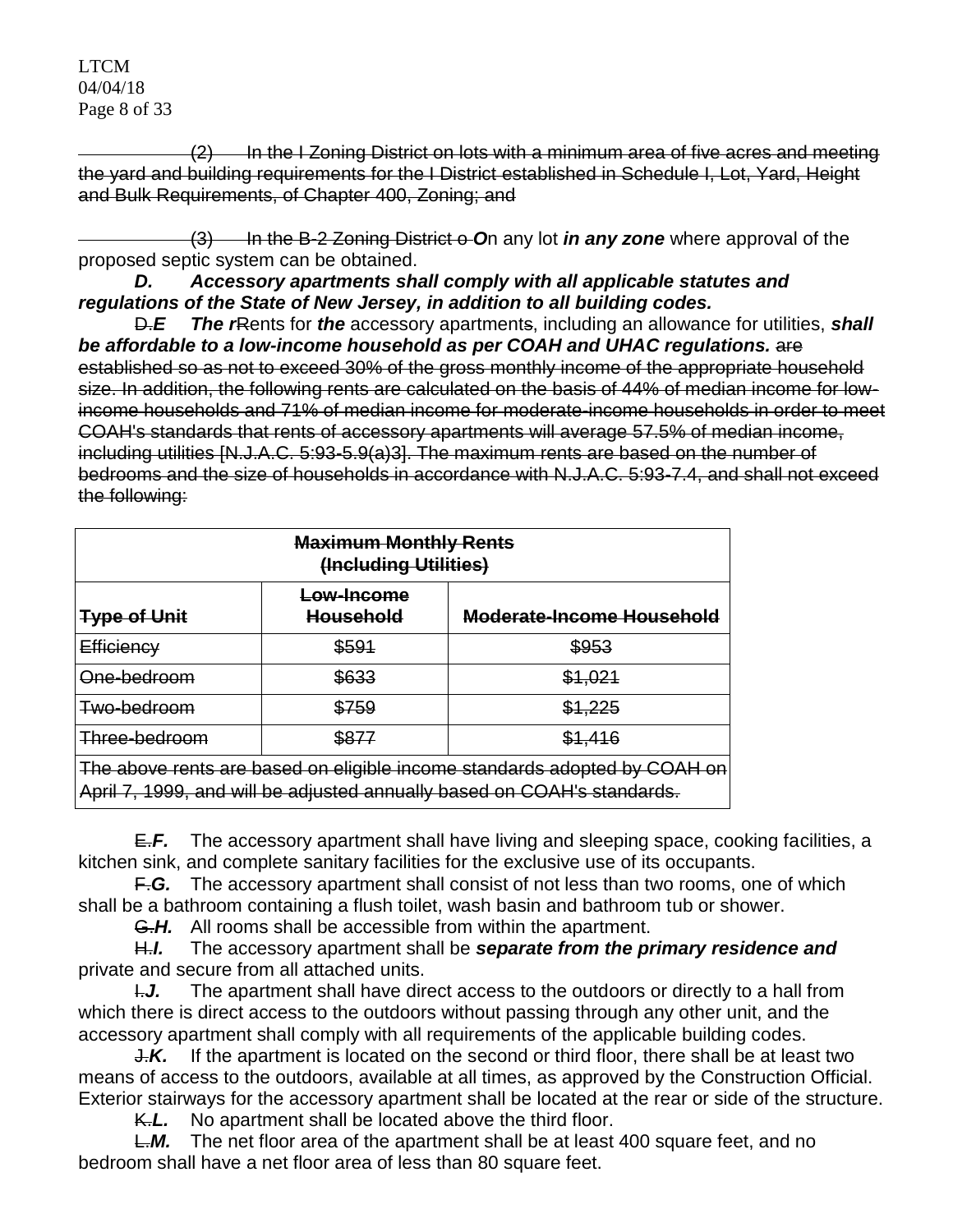~~(2) In the I Zoning District on lots with a minimum area of five acres and meeting the yard and building requirements for the I District established in Schedule I, Lot, Yard, Height and Bulk Requirements, of Chapter 400, Zoning; and~~

~~(3) In the B-2 Zoning District o~~ ***O***n any lot ***in any zone*** where approval of the proposed septic system can be obtained.

***D. Accessory apartments shall comply with all applicable statutes and regulations of the State of New Jersey, in addition to all building codes.***

~~D.~~***E The r***~~R~~ents for ***the*** accessory apartment~~s~~, including an allowance for utilities, ***shall be affordable to a low-income household as per COAH and UHAC regulations.*** ~~are established so as not to exceed 30% of the gross monthly income of the appropriate household size. In addition, the following rents are calculated on the basis of 44% of median income for low-income households and 71% of median income for moderate-income households in order to meet COAH's standards that rents of accessory apartments will average 57.5% of median income, including utilities [N.J.A.C. 5:93-5.9(a)3]. The maximum rents are based on the number of bedrooms and the size of households in accordance with N.J.A.C. 5:93-7.4, and shall not exceed the following:~~

| ~~Maximum Monthly Rents (Including Utilities)~~ | | |
|---|---|---|
| ~~Type of Unit~~ | ~~Low-Income Household~~ | ~~Moderate-Income Household~~ |
| ~~Efficiency~~ | ~~$591~~ | ~~$953~~ |
| ~~One-bedroom~~ | ~~$633~~ | ~~$1,021~~ |
| ~~Two-bedroom~~ | ~~$759~~ | ~~$1,225~~ |
| ~~Three-bedroom~~ | ~~$877~~ | ~~$1,416~~ |
| ~~The above rents are based on eligible income standards adopted by COAH on April 7, 1999, and will be adjusted annually based on COAH's standards.~~ | | |

~~E.~~***F.*** The accessory apartment shall have living and sleeping space, cooking facilities, a kitchen sink, and complete sanitary facilities for the exclusive use of its occupants.

~~F.~~***G.*** The accessory apartment shall consist of not less than two rooms, one of which shall be a bathroom containing a flush toilet, wash basin and bathroom tub or shower.

~~G.~~***H.*** All rooms shall be accessible from within the apartment.

~~H.~~***I.*** The accessory apartment shall be ***separate from the primary residence and*** private and secure from all attached units.

~~I.~~***J.*** The apartment shall have direct access to the outdoors or directly to a hall from which there is direct access to the outdoors without passing through any other unit, and the accessory apartment shall comply with all requirements of the applicable building codes.

~~J.~~***K.*** If the apartment is located on the second or third floor, there shall be at least two means of access to the outdoors, available at all times, as approved by the Construction Official. Exterior stairways for the accessory apartment shall be located at the rear or side of the structure.

~~K.~~***L.*** No apartment shall be located above the third floor.

~~L.~~***M.*** The net floor area of the apartment shall be at least 400 square feet, and no bedroom shall have a net floor area of less than 80 square feet.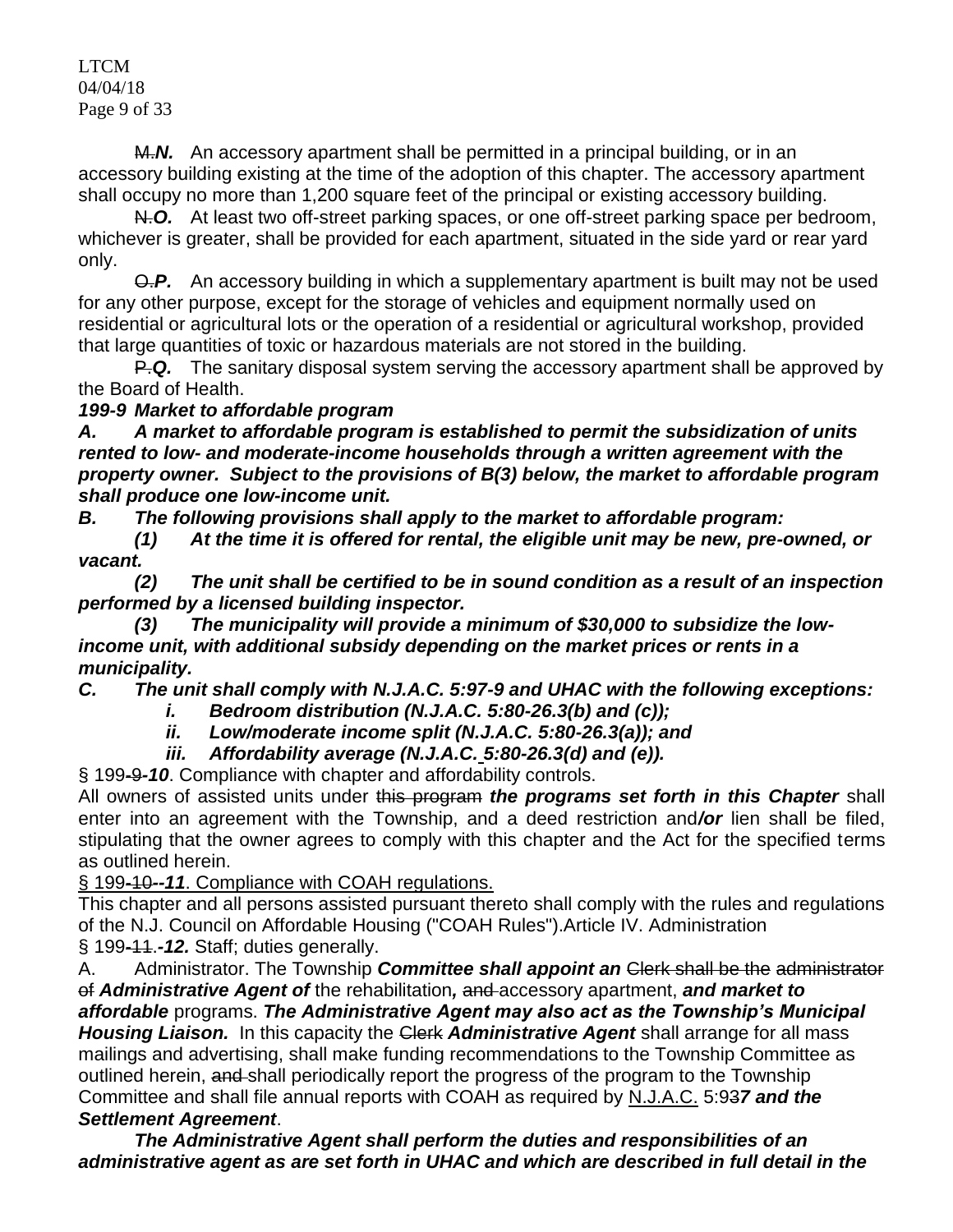~~M.~~***N.*** An accessory apartment shall be permitted in a principal building, or in an accessory building existing at the time of the adoption of this chapter. The accessory apartment shall occupy no more than 1,200 square feet of the principal or existing accessory building.

~~N.~~***O.*** At least two off-street parking spaces, or one off-street parking space per bedroom, whichever is greater, shall be provided for each apartment, situated in the side yard or rear yard only.

~~O.~~***P.*** An accessory building in which a supplementary apartment is built may not be used for any other purpose, except for the storage of vehicles and equipment normally used on residential or agricultural lots or the operation of a residential or agricultural workshop, provided that large quantities of toxic or hazardous materials are not stored in the building.

~~P.~~***Q.*** The sanitary disposal system serving the accessory apartment shall be approved by the Board of Health.

***199-9 Market to affordable program***

***A. A market to affordable program is established to permit the subsidization of units rented to low- and moderate-income households through a written agreement with the property owner. Subject to the provisions of B(3) below, the market to affordable program shall produce one low-income unit.***

***B. The following provisions shall apply to the market to affordable program:***

***(1) At the time it is offered for rental, the eligible unit may be new, pre-owned, or vacant.***

***(2) The unit shall be certified to be in sound condition as a result of an inspection performed by a licensed building inspector.***

***(3) The municipality will provide a minimum of $30,000 to subsidize the low-income unit, with additional subsidy depending on the market prices or rents in a municipality.***

***C. The unit shall comply with N.J.A.C. 5:97-9 and UHAC with the following exceptions:***

***i. Bedroom distribution (N.J.A.C. 5:80-26.3(b) and (c));***

***ii. Low/moderate income split (N.J.A.C. 5:80-26.3(a)); and***

***iii. Affordability average (N.J.A.C. 5:80-26.3(d) and (e)).***

§ 199-~~9~~-***10***. Compliance with chapter and affordability controls.

All owners of assisted units under ~~this program~~ ***the programs set forth in this Chapter*** shall enter into an agreement with the Township, and a deed restriction and***/or*** lien shall be filed, stipulating that the owner agrees to comply with this chapter and the Act for the specified terms as outlined herein.

§ 199-~~10~~-***11***. Compliance with COAH regulations.

This chapter and all persons assisted pursuant thereto shall comply with the rules and regulations of the N.J. Council on Affordable Housing ("COAH Rules").Article IV. Administration

§ 199-~~11~~.-***12.*** Staff; duties generally.

A. Administrator. The Township ***Committee shall appoint an*** ~~Clerk shall be the administrator of~~ ***Administrative Agent of*** the rehabilitation***,*** ~~and~~ accessory apartment, ***and market to affordable*** programs. ***The Administrative Agent may also act as the Township's Municipal Housing Liaison.*** In this capacity the ~~Clerk~~ ***Administrative Agent*** shall arrange for all mass mailings and advertising, shall make funding recommendations to the Township Committee as outlined herein, ~~and~~ shall periodically report the progress of the program to the Township Committee and shall file annual reports with COAH as required by N.J.A.C. 5:9~~3~~***7 and the Settlement Agreement***.

***The Administrative Agent shall perform the duties and responsibilities of an administrative agent as are set forth in UHAC and which are described in full detail in the***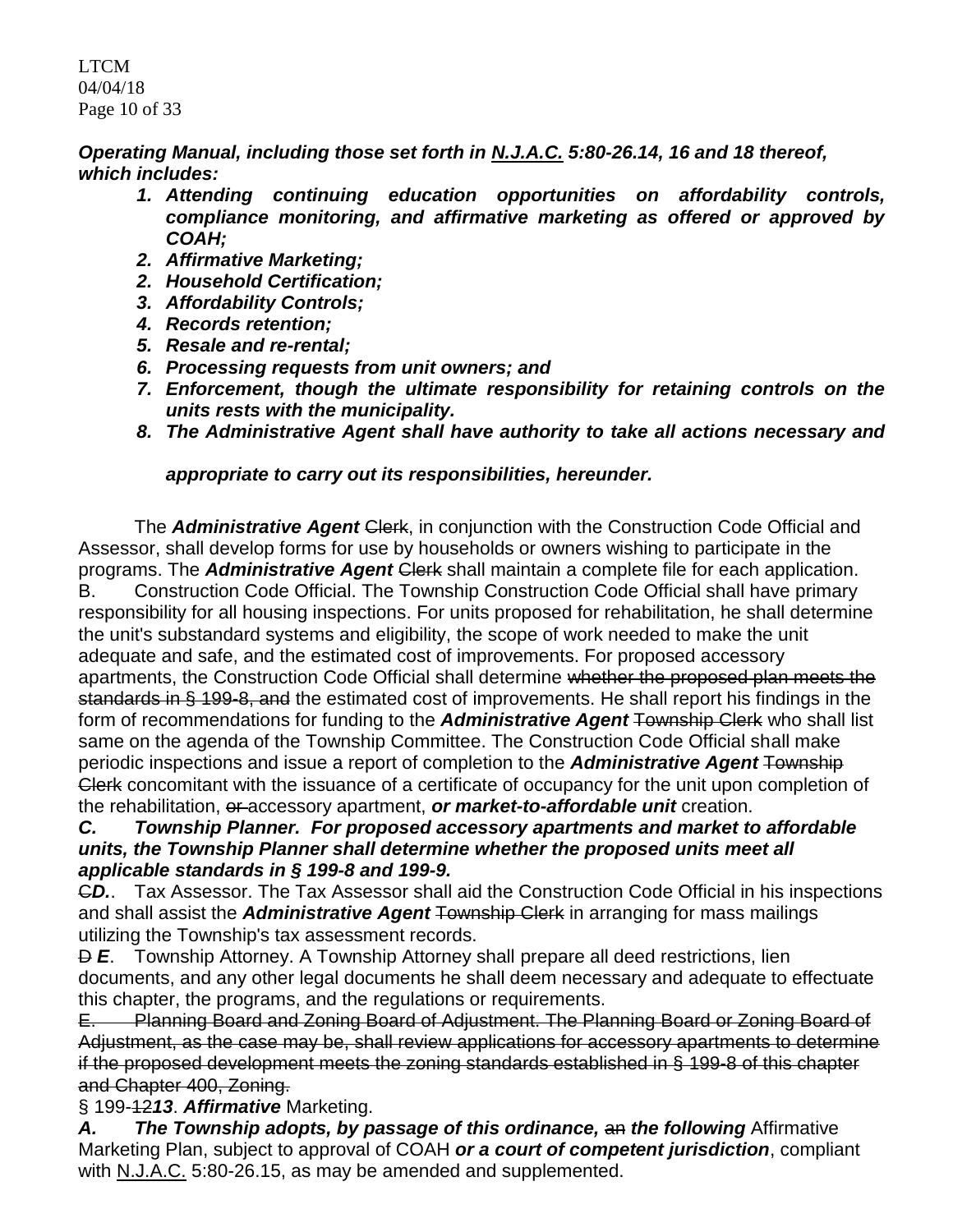***Operating Manual, including those set forth in N.J.A.C. 5:80-26.14, 16 and 18 thereof, which includes:***

1. ***Attending continuing education opportunities on affordability controls, compliance monitoring, and affirmative marketing as offered or approved by COAH;***
2. ***Affirmative Marketing;***
2. ***Household Certification;***
3. ***Affordability Controls;***
4. ***Records retention;***
5. ***Resale and re-rental;***
6. ***Processing requests from unit owners; and***
7. ***Enforcement, though the ultimate responsibility for retaining controls on the units rests with the municipality.***
8. ***The Administrative Agent shall have authority to take all actions necessary and appropriate to carry out its responsibilities, hereunder.***

The ***Administrative Agent*** ~~Clerk~~, in conjunction with the Construction Code Official and Assessor, shall develop forms for use by households or owners wishing to participate in the programs. The ***Administrative Agent*** ~~Clerk~~ shall maintain a complete file for each application.

B. Construction Code Official. The Township Construction Code Official shall have primary responsibility for all housing inspections. For units proposed for rehabilitation, he shall determine the unit's substandard systems and eligibility, the scope of work needed to make the unit adequate and safe, and the estimated cost of improvements. For proposed accessory apartments, the Construction Code Official shall determine ~~whether the proposed plan meets the standards in § 199-8, and~~ the estimated cost of improvements. He shall report his findings in the form of recommendations for funding to the ***Administrative Agent*** ~~Township Clerk~~ who shall list same on the agenda of the Township Committee. The Construction Code Official shall make periodic inspections and issue a report of completion to the ***Administrative Agent*** ~~Township Clerk~~ concomitant with the issuance of a certificate of occupancy for the unit upon completion of the rehabilitation, ~~or~~ accessory apartment, ***or market-to-affordable unit*** creation.

***C. Township Planner. For proposed accessory apartments and market to affordable units, the Township Planner shall determine whether the proposed units meet all applicable standards in § 199-8 and 199-9.***

~~C~~***D.***. Tax Assessor. The Tax Assessor shall aid the Construction Code Official in his inspections and shall assist the ***Administrative Agent*** ~~Township Clerk~~ in arranging for mass mailings utilizing the Township's tax assessment records.

~~D~~ ***E***. Township Attorney. A Township Attorney shall prepare all deed restrictions, lien documents, and any other legal documents he shall deem necessary and adequate to effectuate this chapter, the programs, and the regulations or requirements.

~~E. Planning Board and Zoning Board of Adjustment. The Planning Board or Zoning Board of Adjustment, as the case may be, shall review applications for accessory apartments to determine if the proposed development meets the zoning standards established in § 199-8 of this chapter and Chapter 400, Zoning.~~

§ 199-~~12~~***13***. ***Affirmative*** Marketing.

***A. The Township adopts, by passage of this ordinance,*** ~~an~~ ***the following*** Affirmative Marketing Plan, subject to approval of COAH ***or a court of competent jurisdiction***, compliant with N.J.A.C. 5:80-26.15, as may be amended and supplemented.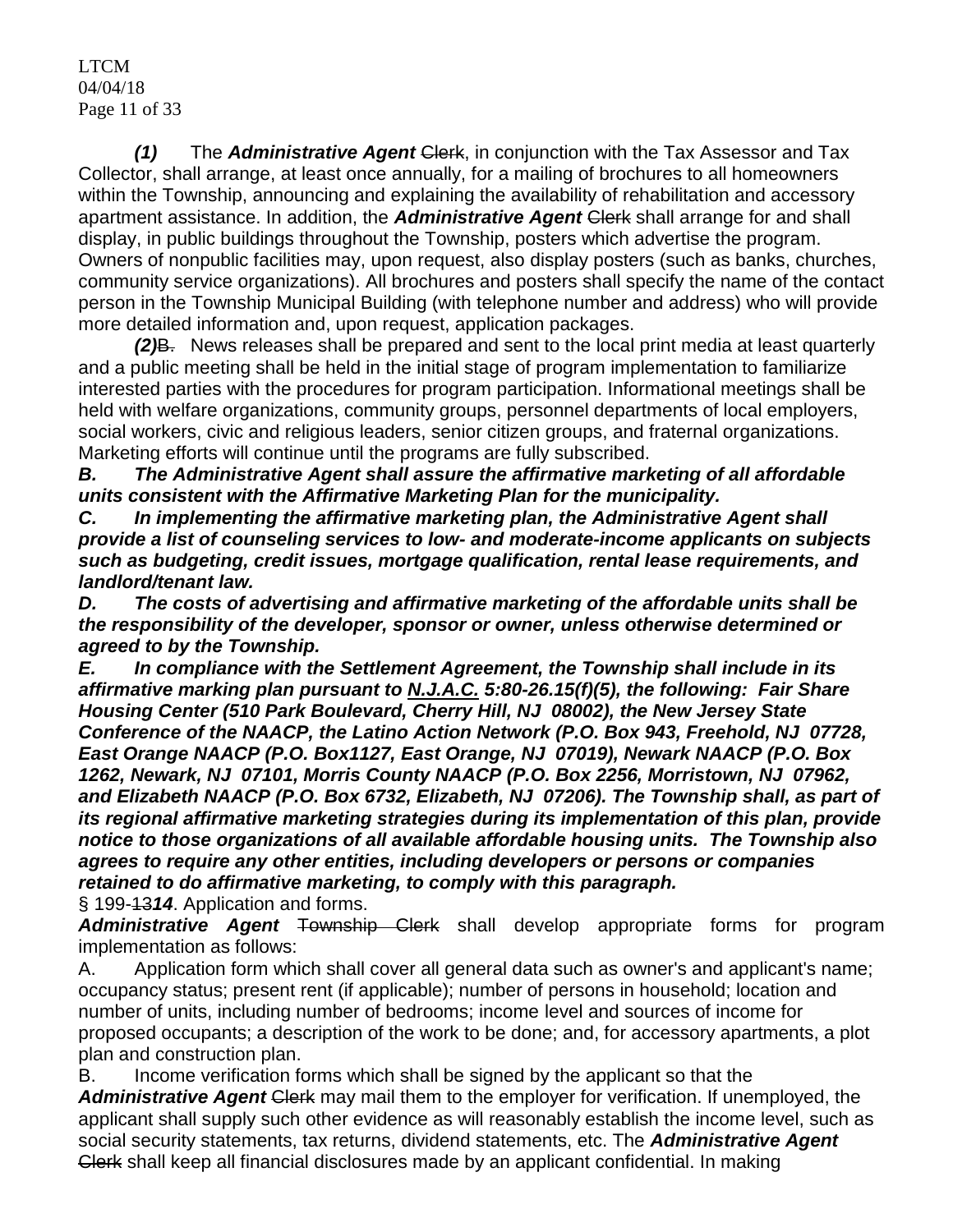*(1)* The ***Administrative Agent*** ~~Clerk~~, in conjunction with the Tax Assessor and Tax Collector, shall arrange, at least once annually, for a mailing of brochures to all homeowners within the Township, announcing and explaining the availability of rehabilitation and accessory apartment assistance. In addition, the ***Administrative Agent*** ~~Clerk~~ shall arrange for and shall display, in public buildings throughout the Township, posters which advertise the program. Owners of nonpublic facilities may, upon request, also display posters (such as banks, churches, community service organizations). All brochures and posters shall specify the name of the contact person in the Township Municipal Building (with telephone number and address) who will provide more detailed information and, upon request, application packages.

*(2)*~~B.~~ News releases shall be prepared and sent to the local print media at least quarterly and a public meeting shall be held in the initial stage of program implementation to familiarize interested parties with the procedures for program participation. Informational meetings shall be held with welfare organizations, community groups, personnel departments of local employers, social workers, civic and religious leaders, senior citizen groups, and fraternal organizations. Marketing efforts will continue until the programs are fully subscribed.

***B. The Administrative Agent shall assure the affirmative marketing of all affordable units consistent with the Affirmative Marketing Plan for the municipality.***

***C. In implementing the affirmative marketing plan, the Administrative Agent shall provide a list of counseling services to low- and moderate-income applicants on subjects such as budgeting, credit issues, mortgage qualification, rental lease requirements, and landlord/tenant law.***

***D. The costs of advertising and affirmative marketing of the affordable units shall be the responsibility of the developer, sponsor or owner, unless otherwise determined or agreed to by the Township.***

***E. In compliance with the Settlement Agreement, the Township shall include in its affirmative marking plan pursuant to N.J.A.C. 5:80-26.15(f)(5), the following: Fair Share Housing Center (510 Park Boulevard, Cherry Hill, NJ 08002), the New Jersey State Conference of the NAACP, the Latino Action Network (P.O. Box 943, Freehold, NJ 07728, East Orange NAACP (P.O. Box1127, East Orange, NJ 07019), Newark NAACP (P.O. Box 1262, Newark, NJ 07101, Morris County NAACP (P.O. Box 2256, Morristown, NJ 07962, and Elizabeth NAACP (P.O. Box 6732, Elizabeth, NJ 07206). The Township shall, as part of its regional affirmative marketing strategies during its implementation of this plan, provide notice to those organizations of all available affordable housing units. The Township also agrees to require any other entities, including developers or persons or companies retained to do affirmative marketing, to comply with this paragraph.***

§ 199-~~13~~***14***. Application and forms.

***Administrative Agent*** ~~Township Clerk~~ shall develop appropriate forms for program implementation as follows:

A. Application form which shall cover all general data such as owner's and applicant's name; occupancy status; present rent (if applicable); number of persons in household; location and number of units, including number of bedrooms; income level and sources of income for proposed occupants; a description of the work to be done; and, for accessory apartments, a plot plan and construction plan.

B. Income verification forms which shall be signed by the applicant so that the ***Administrative Agent*** ~~Clerk~~ may mail them to the employer for verification. If unemployed, the applicant shall supply such other evidence as will reasonably establish the income level, such as social security statements, tax returns, dividend statements, etc. The ***Administrative Agent*** ~~Clerk~~ shall keep all financial disclosures made by an applicant confidential. In making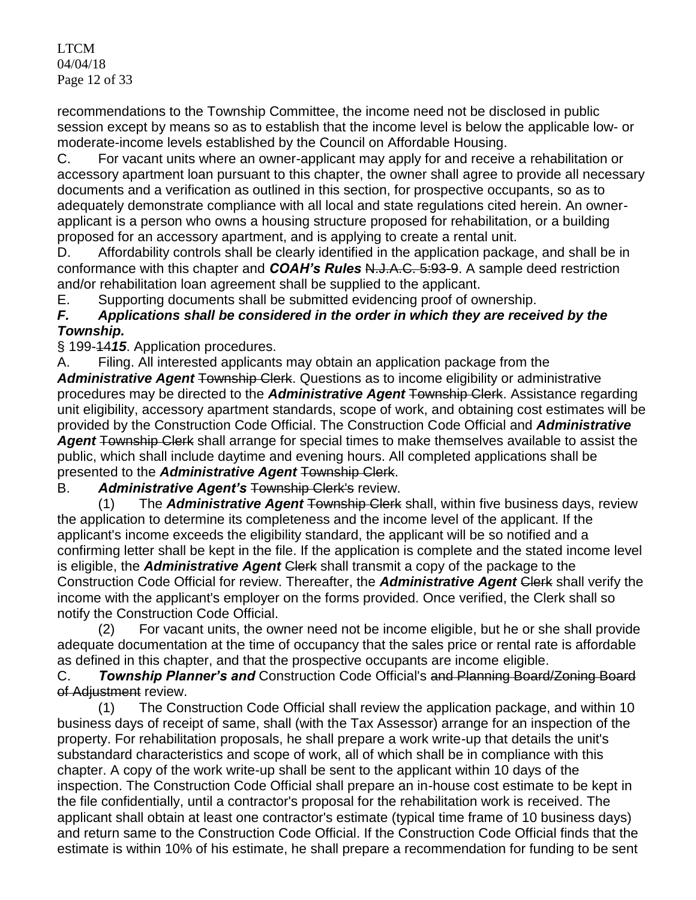recommendations to the Township Committee, the income need not be disclosed in public session except by means so as to establish that the income level is below the applicable low- or moderate-income levels established by the Council on Affordable Housing.

C. For vacant units where an owner-applicant may apply for and receive a rehabilitation or accessory apartment loan pursuant to this chapter, the owner shall agree to provide all necessary documents and a verification as outlined in this section, for prospective occupants, so as to adequately demonstrate compliance with all local and state regulations cited herein. An owner-applicant is a person who owns a housing structure proposed for rehabilitation, or a building proposed for an accessory apartment, and is applying to create a rental unit.

D. Affordability controls shall be clearly identified in the application package, and shall be in conformance with this chapter and ***COAH's Rules*** ~~N.J.A.C. 5:93-9~~. A sample deed restriction and/or rehabilitation loan agreement shall be supplied to the applicant.

E. Supporting documents shall be submitted evidencing proof of ownership.

***F. Applications shall be considered in the order in which they are received by the Township.***

§ 199-~~14~~***15***. Application procedures.

A. Filing. All interested applicants may obtain an application package from the ***Administrative Agent*** ~~Township Clerk~~. Questions as to income eligibility or administrative procedures may be directed to the ***Administrative Agent*** ~~Township Clerk~~. Assistance regarding unit eligibility, accessory apartment standards, scope of work, and obtaining cost estimates will be provided by the Construction Code Official. The Construction Code Official and ***Administrative Agent*** ~~Township Clerk~~ shall arrange for special times to make themselves available to assist the public, which shall include daytime and evening hours. All completed applications shall be presented to the ***Administrative Agent*** ~~Township Clerk~~.

B. ***Administrative Agent's*** ~~Township Clerk's~~ review.

(1) The ***Administrative Agent*** ~~Township Clerk~~ shall, within five business days, review the application to determine its completeness and the income level of the applicant. If the applicant's income exceeds the eligibility standard, the applicant will be so notified and a confirming letter shall be kept in the file. If the application is complete and the stated income level is eligible, the ***Administrative Agent*** ~~Clerk~~ shall transmit a copy of the package to the Construction Code Official for review. Thereafter, the ***Administrative Agent*** ~~Clerk~~ shall verify the income with the applicant's employer on the forms provided. Once verified, the Clerk shall so notify the Construction Code Official.

(2) For vacant units, the owner need not be income eligible, but he or she shall provide adequate documentation at the time of occupancy that the sales price or rental rate is affordable as defined in this chapter, and that the prospective occupants are income eligible.

C. ***Township Planner's and*** Construction Code Official's ~~and Planning Board/Zoning Board of Adjustment~~ review.

(1) The Construction Code Official shall review the application package, and within 10 business days of receipt of same, shall (with the Tax Assessor) arrange for an inspection of the property. For rehabilitation proposals, he shall prepare a work write-up that details the unit's substandard characteristics and scope of work, all of which shall be in compliance with this chapter. A copy of the work write-up shall be sent to the applicant within 10 days of the inspection. The Construction Code Official shall prepare an in-house cost estimate to be kept in the file confidentially, until a contractor's proposal for the rehabilitation work is received. The applicant shall obtain at least one contractor's estimate (typical time frame of 10 business days) and return same to the Construction Code Official. If the Construction Code Official finds that the estimate is within 10% of his estimate, he shall prepare a recommendation for funding to be sent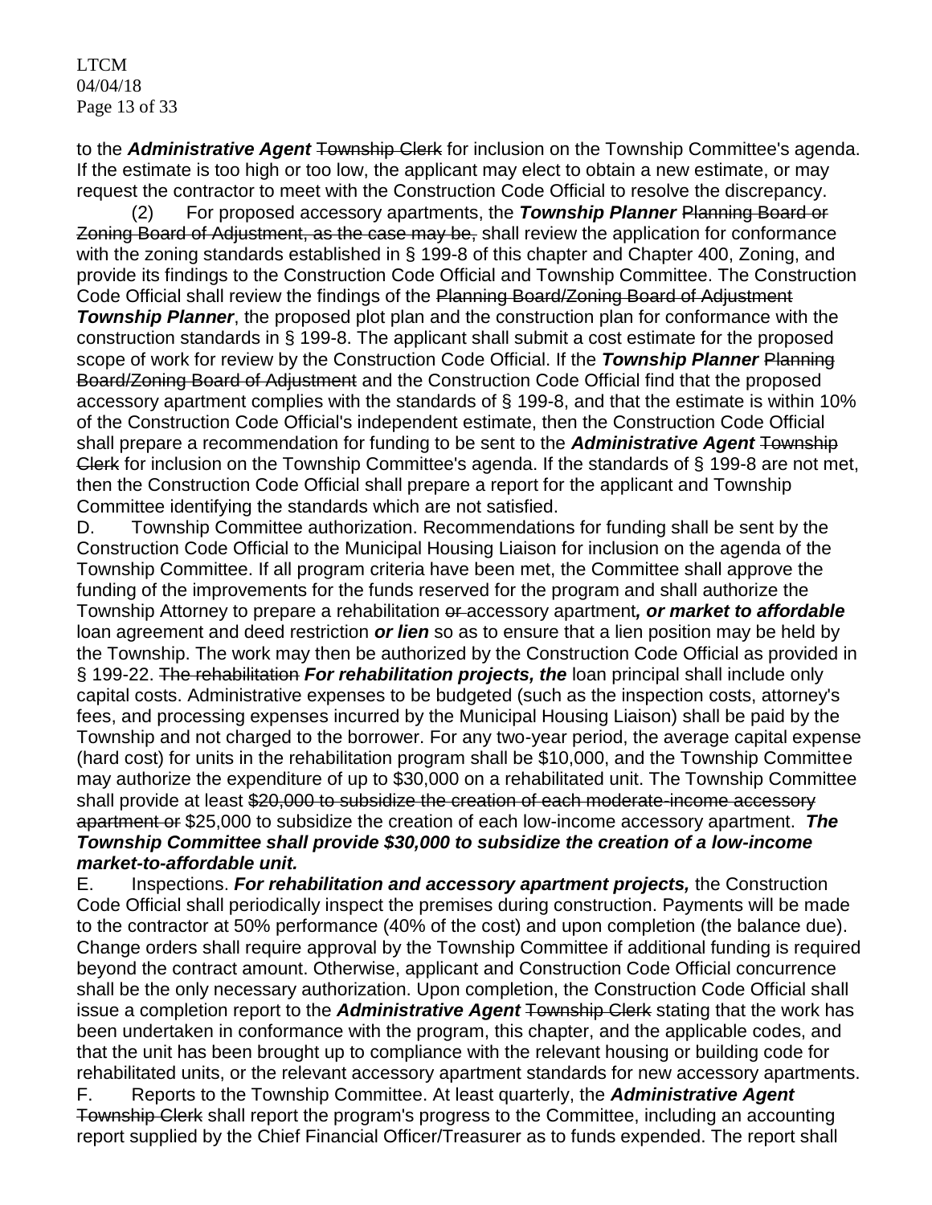to the ***Administrative Agent*** ~~Township Clerk~~ for inclusion on the Township Committee's agenda. If the estimate is too high or too low, the applicant may elect to obtain a new estimate, or may request the contractor to meet with the Construction Code Official to resolve the discrepancy.

(2) For proposed accessory apartments, the ***Township Planner*** ~~Planning Board or Zoning Board of Adjustment, as the case may be,~~ shall review the application for conformance with the zoning standards established in § 199-8 of this chapter and Chapter 400, Zoning, and provide its findings to the Construction Code Official and Township Committee. The Construction Code Official shall review the findings of the ~~Planning Board/Zoning Board of Adjustment~~ ***Township Planner***, the proposed plot plan and the construction plan for conformance with the construction standards in § 199-8. The applicant shall submit a cost estimate for the proposed scope of work for review by the Construction Code Official. If the ***Township Planner*** ~~Planning Board/Zoning Board of Adjustment~~ and the Construction Code Official find that the proposed accessory apartment complies with the standards of § 199-8, and that the estimate is within 10% of the Construction Code Official's independent estimate, then the Construction Code Official shall prepare a recommendation for funding to be sent to the ***Administrative Agent*** ~~Township Clerk~~ for inclusion on the Township Committee's agenda. If the standards of § 199-8 are not met, then the Construction Code Official shall prepare a report for the applicant and Township Committee identifying the standards which are not satisfied.

D. Township Committee authorization. Recommendations for funding shall be sent by the Construction Code Official to the Municipal Housing Liaison for inclusion on the agenda of the Township Committee. If all program criteria have been met, the Committee shall approve the funding of the improvements for the funds reserved for the program and shall authorize the Township Attorney to prepare a rehabilitation ~~or~~ accessory apartment***, or market to affordable*** loan agreement and deed restriction ***or lien*** so as to ensure that a lien position may be held by the Township. The work may then be authorized by the Construction Code Official as provided in § 199-22. ~~The rehabilitation~~ ***For rehabilitation projects, the*** loan principal shall include only capital costs. Administrative expenses to be budgeted (such as the inspection costs, attorney's fees, and processing expenses incurred by the Municipal Housing Liaison) shall be paid by the Township and not charged to the borrower. For any two-year period, the average capital expense (hard cost) for units in the rehabilitation program shall be $10,000, and the Township Committee may authorize the expenditure of up to $30,000 on a rehabilitated unit. The Township Committee shall provide at least ~~$20,000 to subsidize the creation of each moderate-income accessory apartment or~~ $25,000 to subsidize the creation of each low-income accessory apartment. ***The Township Committee shall provide $30,000 to subsidize the creation of a low-income market-to-affordable unit.***

E. Inspections. ***For rehabilitation and accessory apartment projects,*** the Construction Code Official shall periodically inspect the premises during construction. Payments will be made to the contractor at 50% performance (40% of the cost) and upon completion (the balance due). Change orders shall require approval by the Township Committee if additional funding is required beyond the contract amount. Otherwise, applicant and Construction Code Official concurrence shall be the only necessary authorization. Upon completion, the Construction Code Official shall issue a completion report to the ***Administrative Agent*** ~~Township Clerk~~ stating that the work has been undertaken in conformance with the program, this chapter, and the applicable codes, and that the unit has been brought up to compliance with the relevant housing or building code for rehabilitated units, or the relevant accessory apartment standards for new accessory apartments.

F. Reports to the Township Committee. At least quarterly, the ***Administrative Agent*** ~~Township Clerk~~ shall report the program's progress to the Committee, including an accounting report supplied by the Chief Financial Officer/Treasurer as to funds expended. The report shall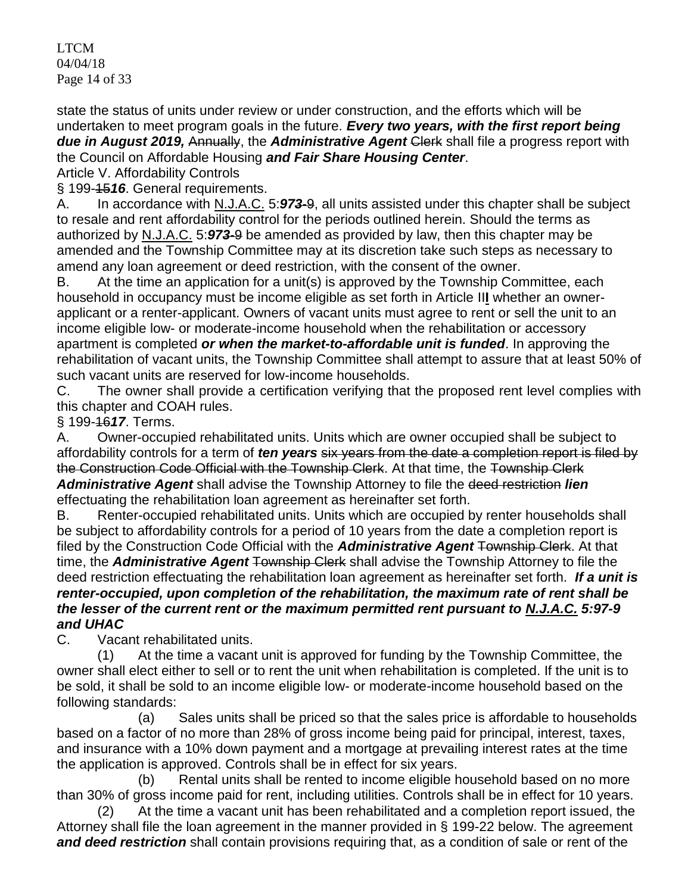state the status of units under review or under construction, and the efforts which will be undertaken to meet program goals in the future. ***Every two years, with the first report being due in August 2019,*** ~~Annually~~, the ***Administrative Agent*** ~~Clerk~~ shall file a progress report with the Council on Affordable Housing ***and Fair Share Housing Center***.

Article V. Affordability Controls

§ 199-~~15~~***16***. General requirements.

A. In accordance with N.J.A.C. 5:9***7***~~3-9~~, all units assisted under this chapter shall be subject to resale and rent affordability control for the periods outlined herein. Should the terms as authorized by N.J.A.C. 5:9***7***~~3-9~~ be amended as provided by law, then this chapter may be amended and the Township Committee may at its discretion take such steps as necessary to amend any loan agreement or deed restriction, with the consent of the owner.

B. At the time an application for a unit(s) is approved by the Township Committee, each household in occupancy must be income eligible as set forth in Article II**I** whether an owner-applicant or a renter-applicant. Owners of vacant units must agree to rent or sell the unit to an income eligible low- or moderate-income household when the rehabilitation or accessory apartment is completed ***or when the market-to-affordable unit is funded***. In approving the rehabilitation of vacant units, the Township Committee shall attempt to assure that at least 50% of such vacant units are reserved for low-income households.

C. The owner shall provide a certification verifying that the proposed rent level complies with this chapter and COAH rules.

§ 199-~~16~~***17***. Terms.

A. Owner-occupied rehabilitated units. Units which are owner occupied shall be subject to affordability controls for a term of ***ten years*** ~~six years from the date a completion report is filed by the Construction Code Official with the Township Clerk~~. At that time, the ~~Township Clerk~~ ***Administrative Agent*** shall advise the Township Attorney to file the ~~deed restriction~~ ***lien*** effectuating the rehabilitation loan agreement as hereinafter set forth.

B. Renter-occupied rehabilitated units. Units which are occupied by renter households shall be subject to affordability controls for a period of 10 years from the date a completion report is filed by the Construction Code Official with the ***Administrative Agent*** ~~Township Clerk~~. At that time, the ***Administrative Agent*** ~~Township Clerk~~ shall advise the Township Attorney to file the deed restriction effectuating the rehabilitation loan agreement as hereinafter set forth. ***If a unit is renter-occupied, upon completion of the rehabilitation, the maximum rate of rent shall be the lesser of the current rent or the maximum permitted rent pursuant to N.J.A.C. 5:97-9 and UHAC***

C. Vacant rehabilitated units.

(1) At the time a vacant unit is approved for funding by the Township Committee, the owner shall elect either to sell or to rent the unit when rehabilitation is completed. If the unit is to be sold, it shall be sold to an income eligible low- or moderate-income household based on the following standards:

(a) Sales units shall be priced so that the sales price is affordable to households based on a factor of no more than 28% of gross income being paid for principal, interest, taxes, and insurance with a 10% down payment and a mortgage at prevailing interest rates at the time the application is approved. Controls shall be in effect for six years.

(b) Rental units shall be rented to income eligible household based on no more than 30% of gross income paid for rent, including utilities. Controls shall be in effect for 10 years.

(2) At the time a vacant unit has been rehabilitated and a completion report issued, the Attorney shall file the loan agreement in the manner provided in § 199-22 below. The agreement ***and deed restriction*** shall contain provisions requiring that, as a condition of sale or rent of the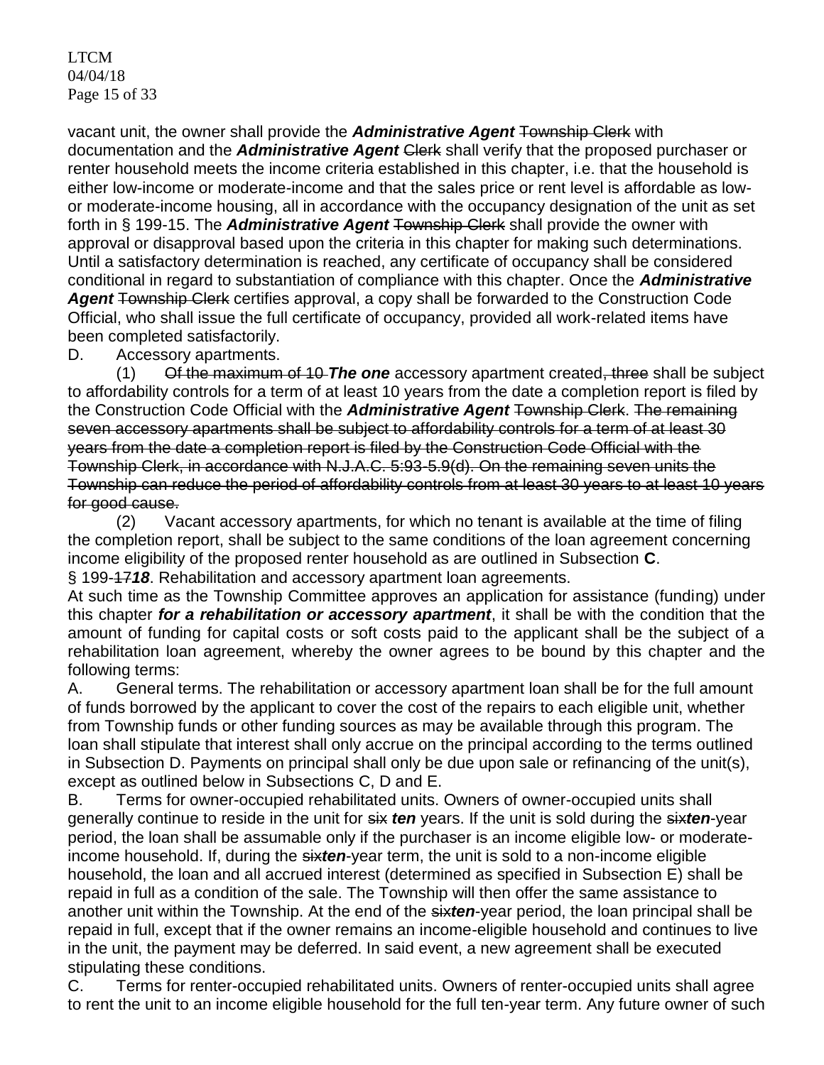vacant unit, the owner shall provide the ***Administrative Agent*** ~~Township Clerk~~ with documentation and the ***Administrative Agent*** ~~Clerk~~ shall verify that the proposed purchaser or renter household meets the income criteria established in this chapter, i.e. that the household is either low-income or moderate-income and that the sales price or rent level is affordable as low- or moderate-income housing, all in accordance with the occupancy designation of the unit as set forth in § 199-15. The ***Administrative Agent*** ~~Township Clerk~~ shall provide the owner with approval or disapproval based upon the criteria in this chapter for making such determinations. Until a satisfactory determination is reached, any certificate of occupancy shall be considered conditional in regard to substantiation of compliance with this chapter. Once the ***Administrative Agent*** ~~Township Clerk~~ certifies approval, a copy shall be forwarded to the Construction Code Official, who shall issue the full certificate of occupancy, provided all work-related items have been completed satisfactorily.

D. Accessory apartments.

(1) ~~Of the maximum of 10~~ ***The one*** accessory apartment created~~, three~~ shall be subject to affordability controls for a term of at least 10 years from the date a completion report is filed by the Construction Code Official with the ***Administrative Agent*** ~~Township Clerk~~. ~~The remaining seven accessory apartments shall be subject to affordability controls for a term of at least 30 years from the date a completion report is filed by the Construction Code Official with the Township Clerk, in accordance with N.J.A.C. 5:93-5.9(d). On the remaining seven units the Township can reduce the period of affordability controls from at least 30 years to at least 10 years for good cause.~~

(2) Vacant accessory apartments, for which no tenant is available at the time of filing the completion report, shall be subject to the same conditions of the loan agreement concerning income eligibility of the proposed renter household as are outlined in Subsection **C**.

§ 199-~~17~~***18***. Rehabilitation and accessory apartment loan agreements.

At such time as the Township Committee approves an application for assistance (funding) under this chapter ***for a rehabilitation or accessory apartment***, it shall be with the condition that the amount of funding for capital costs or soft costs paid to the applicant shall be the subject of a rehabilitation loan agreement, whereby the owner agrees to be bound by this chapter and the following terms:

A. General terms. The rehabilitation or accessory apartment loan shall be for the full amount of funds borrowed by the applicant to cover the cost of the repairs to each eligible unit, whether from Township funds or other funding sources as may be available through this program. The loan shall stipulate that interest shall only accrue on the principal according to the terms outlined in Subsection D. Payments on principal shall only be due upon sale or refinancing of the unit(s), except as outlined below in Subsections C, D and E.

B. Terms for owner-occupied rehabilitated units. Owners of owner-occupied units shall generally continue to reside in the unit for ~~six~~ ***ten*** years. If the unit is sold during the ~~six~~***ten***-year period, the loan shall be assumable only if the purchaser is an income eligible low- or moderate-income household. If, during the ~~six~~***ten***-year term, the unit is sold to a non-income eligible household, the loan and all accrued interest (determined as specified in Subsection E) shall be repaid in full as a condition of the sale. The Township will then offer the same assistance to another unit within the Township. At the end of the ~~six~~***ten***-year period, the loan principal shall be repaid in full, except that if the owner remains an income-eligible household and continues to live in the unit, the payment may be deferred. In said event, a new agreement shall be executed stipulating these conditions.

C. Terms for renter-occupied rehabilitated units. Owners of renter-occupied units shall agree to rent the unit to an income eligible household for the full ten-year term. Any future owner of such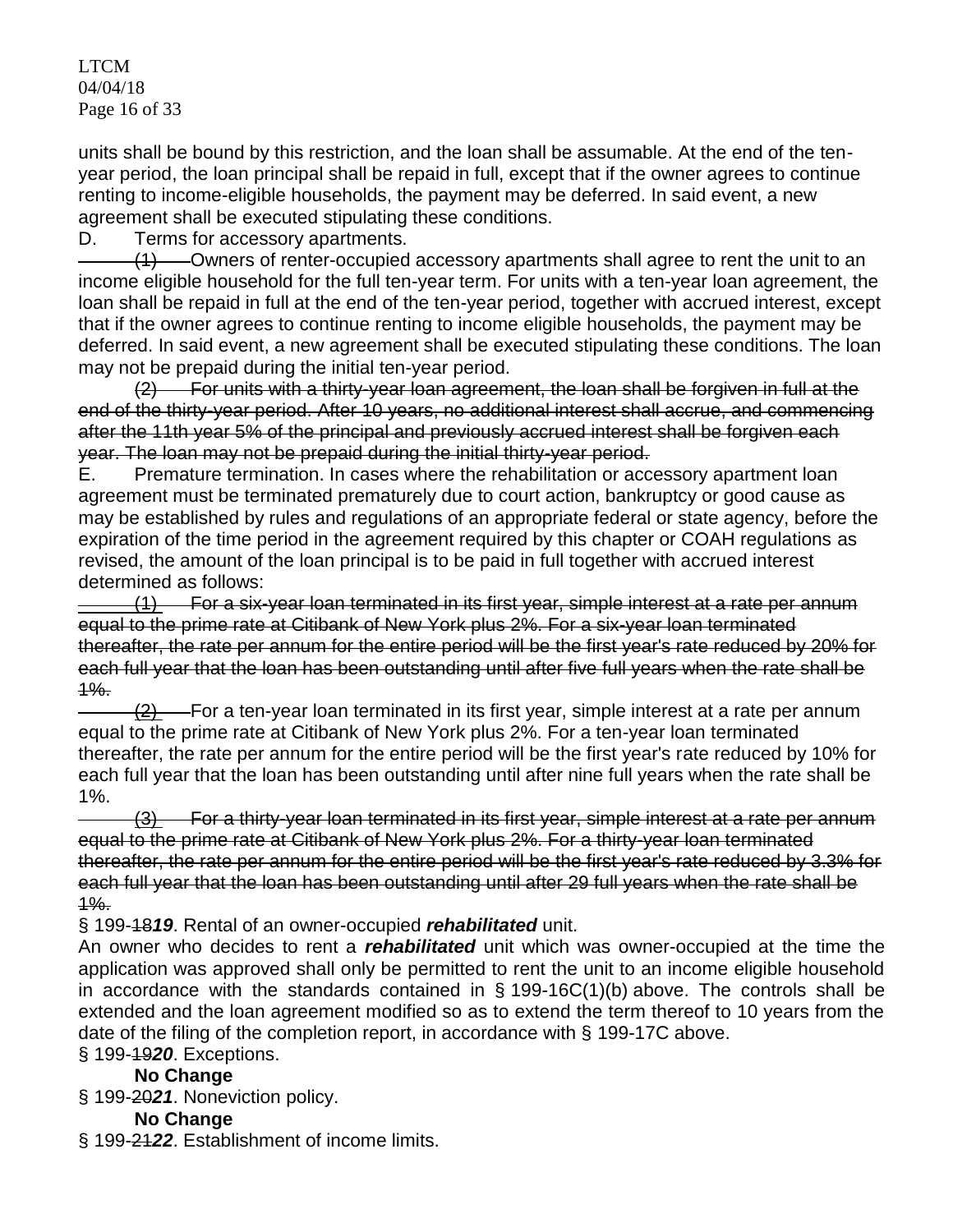units shall be bound by this restriction, and the loan shall be assumable. At the end of the ten-year period, the loan principal shall be repaid in full, except that if the owner agrees to continue renting to income-eligible households, the payment may be deferred. In said event, a new agreement shall be executed stipulating these conditions.

D. Terms for accessory apartments.

~~(1)~~ Owners of renter-occupied accessory apartments shall agree to rent the unit to an income eligible household for the full ten-year term. For units with a ten-year loan agreement, the loan shall be repaid in full at the end of the ten-year period, together with accrued interest, except that if the owner agrees to continue renting to income eligible households, the payment may be deferred. In said event, a new agreement shall be executed stipulating these conditions. The loan may not be prepaid during the initial ten-year period.

~~(2) For units with a thirty-year loan agreement, the loan shall be forgiven in full at the end of the thirty-year period. After 10 years, no additional interest shall accrue, and commencing after the 11th year 5% of the principal and previously accrued interest shall be forgiven each year. The loan may not be prepaid during the initial thirty-year period.~~

E. Premature termination. In cases where the rehabilitation or accessory apartment loan agreement must be terminated prematurely due to court action, bankruptcy or good cause as may be established by rules and regulations of an appropriate federal or state agency, before the expiration of the time period in the agreement required by this chapter or COAH regulations as revised, the amount of the loan principal is to be paid in full together with accrued interest determined as follows:

~~(1) For a six-year loan terminated in its first year, simple interest at a rate per annum equal to the prime rate at Citibank of New York plus 2%. For a six-year loan terminated thereafter, the rate per annum for the entire period will be the first year's rate reduced by 20% for each full year that the loan has been outstanding until after five full years when the rate shall be 1%.~~

~~(2)~~ For a ten-year loan terminated in its first year, simple interest at a rate per annum equal to the prime rate at Citibank of New York plus 2%. For a ten-year loan terminated thereafter, the rate per annum for the entire period will be the first year's rate reduced by 10% for each full year that the loan has been outstanding until after nine full years when the rate shall be 1%.

~~(3) For a thirty-year loan terminated in its first year, simple interest at a rate per annum equal to the prime rate at Citibank of New York plus 2%. For a thirty-year loan terminated thereafter, the rate per annum for the entire period will be the first year's rate reduced by 3.3% for each full year that the loan has been outstanding until after 29 full years when the rate shall be 1%.~~

§ 199-~~18~~***19***. Rental of an owner-occupied ***rehabilitated*** unit.

An owner who decides to rent a ***rehabilitated*** unit which was owner-occupied at the time the application was approved shall only be permitted to rent the unit to an income eligible household in accordance with the standards contained in § 199-16C(1)(b) above. The controls shall be extended and the loan agreement modified so as to extend the term thereof to 10 years from the date of the filing of the completion report, in accordance with § 199-17C above.

§ 199-~~19~~***20***. Exceptions.

**No Change**

§ 199-~~20~~***21***. Noneviction policy.

**No Change**

§ 199-~~21~~***22***. Establishment of income limits.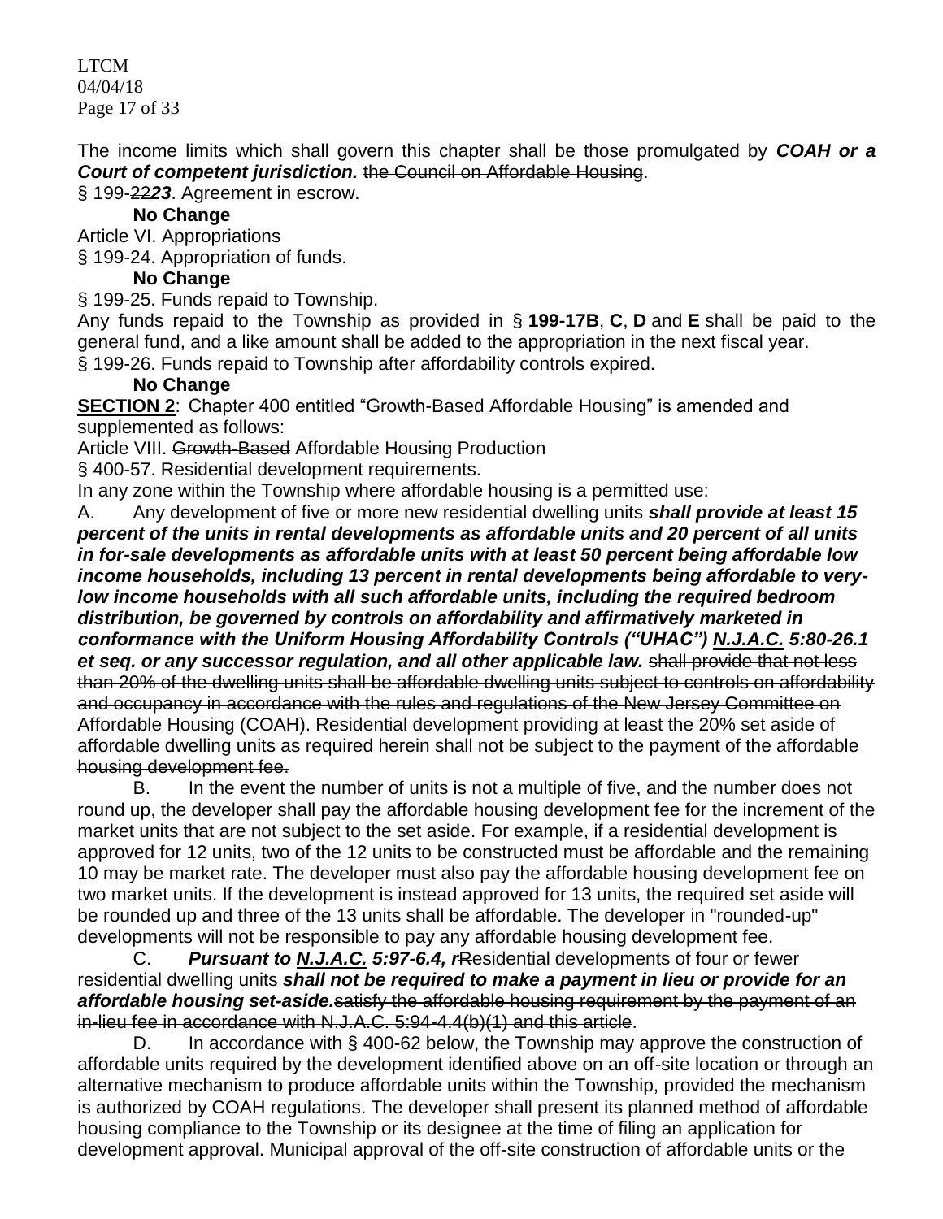The income limits which shall govern this chapter shall be those promulgated by ***COAH or a Court of competent jurisdiction.*** ~~the Council on Affordable Housing~~.

§ 199-~~22~~***23***. Agreement in escrow.

**No Change**

Article VI. Appropriations

§ 199-24. Appropriation of funds.

**No Change**

§ 199-25. Funds repaid to Township.

Any funds repaid to the Township as provided in § **199-17B**, **C**, **D** and **E** shall be paid to the general fund, and a like amount shall be added to the appropriation in the next fiscal year.

§ 199-26. Funds repaid to Township after affordability controls expired.

**No Change**

**<u>SECTION 2</u>**: Chapter 400 entitled "Growth-Based Affordable Housing" is amended and supplemented as follows:

Article VIII. ~~Growth-Based~~ Affordable Housing Production

§ 400-57. Residential development requirements.

In any zone within the Township where affordable housing is a permitted use:

A. Any development of five or more new residential dwelling units ***shall provide at least 15 percent of the units in rental developments as affordable units and 20 percent of all units in for-sale developments as affordable units with at least 50 percent being affordable low income households, including 13 percent in rental developments being affordable to very-low income households with all such affordable units, including the required bedroom distribution, be governed by controls on affordability and affirmatively marketed in conformance with the Uniform Housing Affordability Controls ("UHAC") <u>N.J.A.C.</u> 5:80-26.1 et seq. or any successor regulation, and all other applicable law.*** ~~shall provide that not less than 20% of the dwelling units shall be affordable dwelling units subject to controls on affordability and occupancy in accordance with the rules and regulations of the New Jersey Committee on Affordable Housing (COAH). Residential development providing at least the 20% set aside of affordable dwelling units as required herein shall not be subject to the payment of the affordable housing development fee.~~

B. In the event the number of units is not a multiple of five, and the number does not round up, the developer shall pay the affordable housing development fee for the increment of the market units that are not subject to the set aside. For example, if a residential development is approved for 12 units, two of the 12 units to be constructed must be affordable and the remaining 10 may be market rate. The developer must also pay the affordable housing development fee on two market units. If the development is instead approved for 13 units, the required set aside will be rounded up and three of the 13 units shall be affordable. The developer in "rounded-up" developments will not be responsible to pay any affordable housing development fee.

C. ***Pursuant to <u>N.J.A.C.</u> 5:97-6.4, r***~~R~~esidential developments of four or fewer residential dwelling units ***shall not be required to make a payment in lieu or provide for an affordable housing set-aside.***~~satisfy the affordable housing requirement by the payment of an in-lieu fee in accordance with N.J.A.C. 5:94-4.4(b)(1) and this article~~.

D. In accordance with § 400-62 below, the Township may approve the construction of affordable units required by the development identified above on an off-site location or through an alternative mechanism to produce affordable units within the Township, provided the mechanism is authorized by COAH regulations. The developer shall present its planned method of affordable housing compliance to the Township or its designee at the time of filing an application for development approval. Municipal approval of the off-site construction of affordable units or the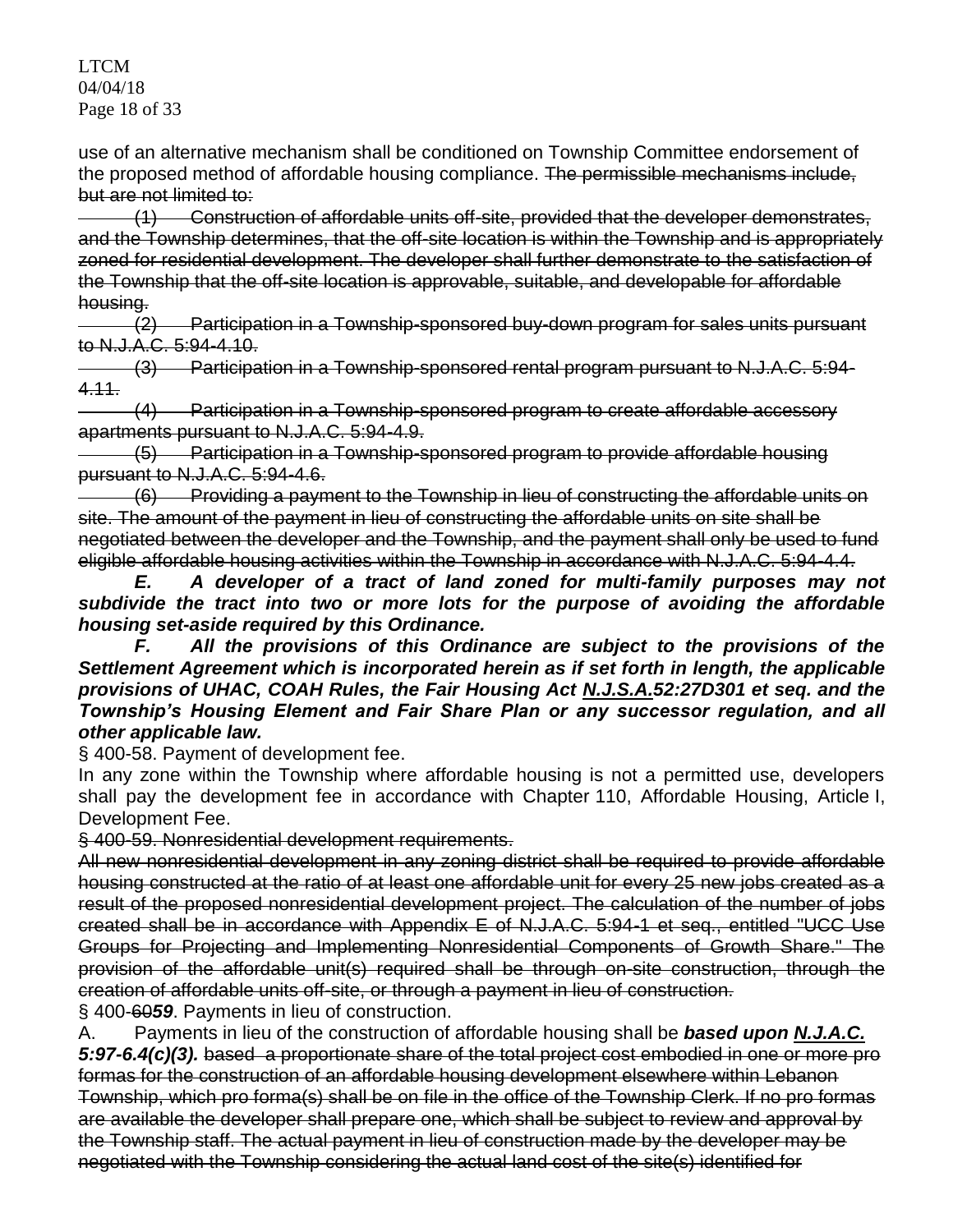use of an alternative mechanism shall be conditioned on Township Committee endorsement of the proposed method of affordable housing compliance. ~~The permissible mechanisms include, but are not limited to:~~

~~(1) Construction of affordable units off-site, provided that the developer demonstrates, and the Township determines, that the off-site location is within the Township and is appropriately zoned for residential development. The developer shall further demonstrate to the satisfaction of the Township that the off-site location is approvable, suitable, and developable for affordable housing.~~

~~(2) Participation in a Township-sponsored buy-down program for sales units pursuant to N.J.A.C. 5:94-4.10.~~

~~(3) Participation in a Township-sponsored rental program pursuant to N.J.A.C. 5:94-4.11.~~

~~(4) Participation in a Township-sponsored program to create affordable accessory apartments pursuant to N.J.A.C. 5:94-4.9.~~

~~(5) Participation in a Township-sponsored program to provide affordable housing pursuant to N.J.A.C. 5:94-4.6.~~

~~(6) Providing a payment to the Township in lieu of constructing the affordable units on site. The amount of the payment in lieu of constructing the affordable units on site shall be negotiated between the developer and the Township, and the payment shall only be used to fund eligible affordable housing activities within the Township in accordance with N.J.A.C. 5:94-4.4.~~

***E. A developer of a tract of land zoned for multi-family purposes may not subdivide the tract into two or more lots for the purpose of avoiding the affordable housing set-aside required by this Ordinance.***

***F. All the provisions of this Ordinance are subject to the provisions of the Settlement Agreement which is incorporated herein as if set forth in length, the applicable provisions of UHAC, COAH Rules, the Fair Housing Act <u>N.J.S.A.</u>52:27D301 et seq. and the Township's Housing Element and Fair Share Plan or any successor regulation, and all other applicable law.***

§ 400-58. Payment of development fee.

In any zone within the Township where affordable housing is not a permitted use, developers shall pay the development fee in accordance with Chapter 110, Affordable Housing, Article I, Development Fee.

~~§ 400-59. Nonresidential development requirements.~~

~~All new nonresidential development in any zoning district shall be required to provide affordable housing constructed at the ratio of at least one affordable unit for every 25 new jobs created as a result of the proposed nonresidential development project. The calculation of the number of jobs created shall be in accordance with Appendix E of N.J.A.C. 5:94-1 et seq., entitled "UCC Use Groups for Projecting and Implementing Nonresidential Components of Growth Share." The provision of the affordable unit(s) required shall be through on-site construction, through the creation of affordable units off-site, or through a payment in lieu of construction.~~

§ 400-~~60~~***59***. Payments in lieu of construction.

A. Payments in lieu of the construction of affordable housing shall be ***based upon <u>N.J.A.C.</u> 5:97-6.4(c)(3).*** ~~based a proportionate share of the total project cost embodied in one or more pro formas for the construction of an affordable housing development elsewhere within Lebanon Township, which pro forma(s) shall be on file in the office of the Township Clerk. If no pro formas are available the developer shall prepare one, which shall be subject to review and approval by the Township staff. The actual payment in lieu of construction made by the developer may be negotiated with the Township considering the actual land cost of the site(s) identified for~~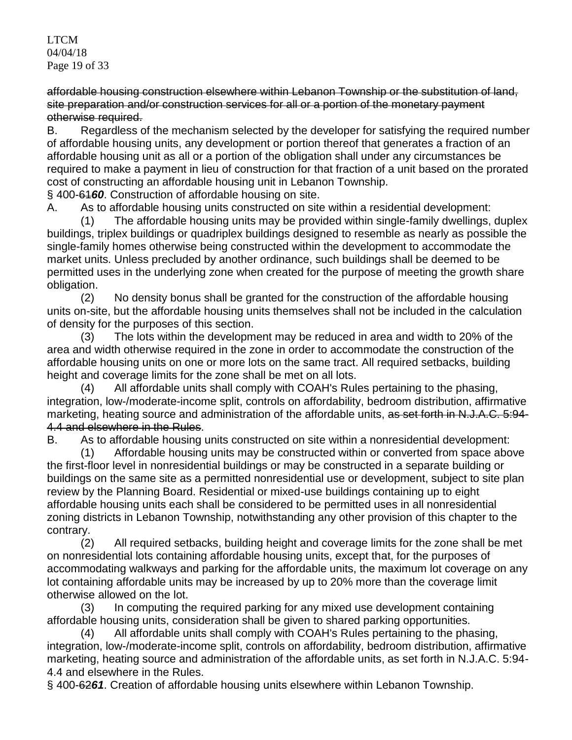~~affordable housing construction elsewhere within Lebanon Township or the substitution of land, site preparation and/or construction services for all or a portion of the monetary payment otherwise required.~~

B. Regardless of the mechanism selected by the developer for satisfying the required number of affordable housing units, any development or portion thereof that generates a fraction of an affordable housing unit as all or a portion of the obligation shall under any circumstances be required to make a payment in lieu of construction for that fraction of a unit based on the prorated cost of constructing an affordable housing unit in Lebanon Township.

§ 400-~~61~~***60***. Construction of affordable housing on site.

A. As to affordable housing units constructed on site within a residential development:

(1) The affordable housing units may be provided within single-family dwellings, duplex buildings, triplex buildings or quadriplex buildings designed to resemble as nearly as possible the single-family homes otherwise being constructed within the development to accommodate the market units. Unless precluded by another ordinance, such buildings shall be deemed to be permitted uses in the underlying zone when created for the purpose of meeting the growth share obligation.

(2) No density bonus shall be granted for the construction of the affordable housing units on-site, but the affordable housing units themselves shall not be included in the calculation of density for the purposes of this section.

(3) The lots within the development may be reduced in area and width to 20% of the area and width otherwise required in the zone in order to accommodate the construction of the affordable housing units on one or more lots on the same tract. All required setbacks, building height and coverage limits for the zone shall be met on all lots.

(4) All affordable units shall comply with COAH's Rules pertaining to the phasing, integration, low-/moderate-income split, controls on affordability, bedroom distribution, affirmative marketing, heating source and administration of the affordable units, ~~as set forth in N.J.A.C. 5:94-4.4 and elsewhere in the Rules~~.

B. As to affordable housing units constructed on site within a nonresidential development:

(1) Affordable housing units may be constructed within or converted from space above the first-floor level in nonresidential buildings or may be constructed in a separate building or buildings on the same site as a permitted nonresidential use or development, subject to site plan review by the Planning Board. Residential or mixed-use buildings containing up to eight affordable housing units each shall be considered to be permitted uses in all nonresidential zoning districts in Lebanon Township, notwithstanding any other provision of this chapter to the contrary.

(2) All required setbacks, building height and coverage limits for the zone shall be met on nonresidential lots containing affordable housing units, except that, for the purposes of accommodating walkways and parking for the affordable units, the maximum lot coverage on any lot containing affordable units may be increased by up to 20% more than the coverage limit otherwise allowed on the lot.

(3) In computing the required parking for any mixed use development containing affordable housing units, consideration shall be given to shared parking opportunities.

(4) All affordable units shall comply with COAH's Rules pertaining to the phasing, integration, low-/moderate-income split, controls on affordability, bedroom distribution, affirmative marketing, heating source and administration of the affordable units, as set forth in N.J.A.C. 5:94-4.4 and elsewhere in the Rules.

§ 400-~~62~~***61***. Creation of affordable housing units elsewhere within Lebanon Township.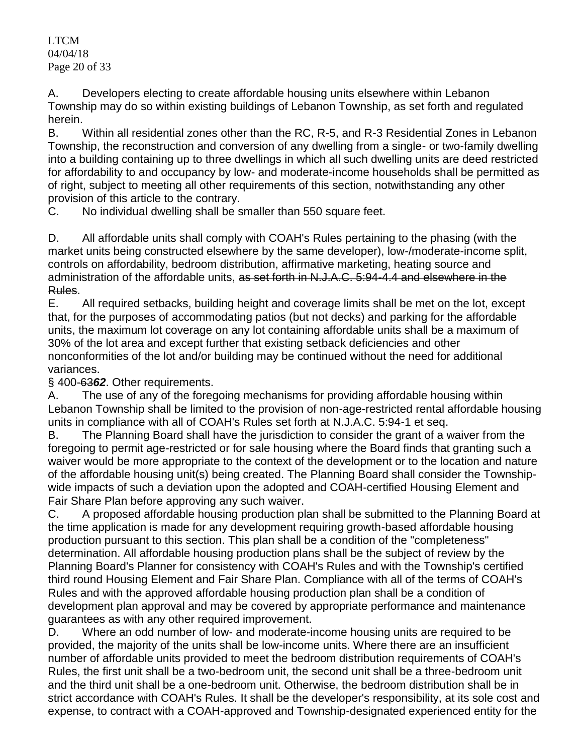A. Developers electing to create affordable housing units elsewhere within Lebanon Township may do so within existing buildings of Lebanon Township, as set forth and regulated herein.

B. Within all residential zones other than the RC, R-5, and R-3 Residential Zones in Lebanon Township, the reconstruction and conversion of any dwelling from a single- or two-family dwelling into a building containing up to three dwellings in which all such dwelling units are deed restricted for affordability to and occupancy by low- and moderate-income households shall be permitted as of right, subject to meeting all other requirements of this section, notwithstanding any other provision of this article to the contrary.

C. No individual dwelling shall be smaller than 550 square feet.

D. All affordable units shall comply with COAH's Rules pertaining to the phasing (with the market units being constructed elsewhere by the same developer), low-/moderate-income split, controls on affordability, bedroom distribution, affirmative marketing, heating source and administration of the affordable units, ~~as set forth in N.J.A.C. 5:94-4.4 and elsewhere in the Rules~~.

E. All required setbacks, building height and coverage limits shall be met on the lot, except that, for the purposes of accommodating patios (but not decks) and parking for the affordable units, the maximum lot coverage on any lot containing affordable units shall be a maximum of 30% of the lot area and except further that existing setback deficiencies and other nonconformities of the lot and/or building may be continued without the need for additional variances.

§ 400-~~63~~***62***. Other requirements.

A. The use of any of the foregoing mechanisms for providing affordable housing within Lebanon Township shall be limited to the provision of non-age-restricted rental affordable housing units in compliance with all of COAH's Rules ~~set forth at N.J.A.C. 5:94-1 et seq~~.

B. The Planning Board shall have the jurisdiction to consider the grant of a waiver from the foregoing to permit age-restricted or for sale housing where the Board finds that granting such a waiver would be more appropriate to the context of the development or to the location and nature of the affordable housing unit(s) being created. The Planning Board shall consider the Township-wide impacts of such a deviation upon the adopted and COAH-certified Housing Element and Fair Share Plan before approving any such waiver.

C. A proposed affordable housing production plan shall be submitted to the Planning Board at the time application is made for any development requiring growth-based affordable housing production pursuant to this section. This plan shall be a condition of the "completeness" determination. All affordable housing production plans shall be the subject of review by the Planning Board's Planner for consistency with COAH's Rules and with the Township's certified third round Housing Element and Fair Share Plan. Compliance with all of the terms of COAH's Rules and with the approved affordable housing production plan shall be a condition of development plan approval and may be covered by appropriate performance and maintenance guarantees as with any other required improvement.

D. Where an odd number of low- and moderate-income housing units are required to be provided, the majority of the units shall be low-income units. Where there are an insufficient number of affordable units provided to meet the bedroom distribution requirements of COAH's Rules, the first unit shall be a two-bedroom unit, the second unit shall be a three-bedroom unit and the third unit shall be a one-bedroom unit. Otherwise, the bedroom distribution shall be in strict accordance with COAH's Rules. It shall be the developer's responsibility, at its sole cost and expense, to contract with a COAH-approved and Township-designated experienced entity for the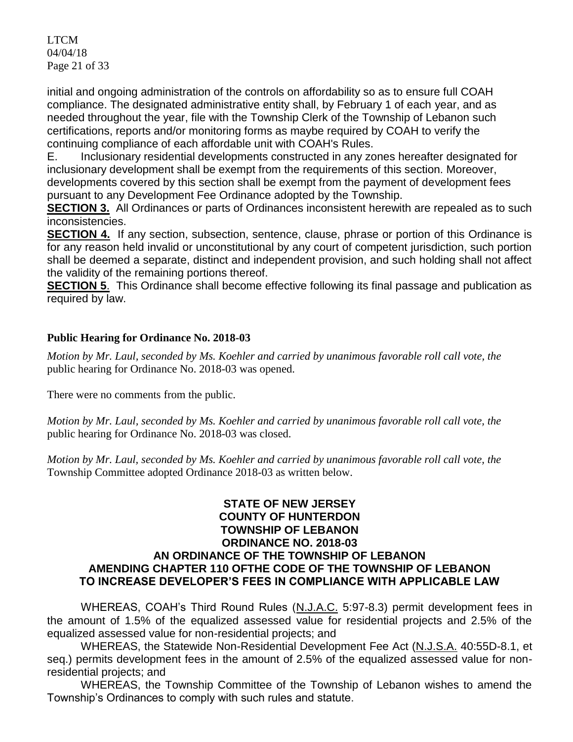initial and ongoing administration of the controls on affordability so as to ensure full COAH compliance. The designated administrative entity shall, by February 1 of each year, and as needed throughout the year, file with the Township Clerk of the Township of Lebanon such certifications, reports and/or monitoring forms as maybe required by COAH to verify the continuing compliance of each affordable unit with COAH's Rules.

E. Inclusionary residential developments constructed in any zones hereafter designated for inclusionary development shall be exempt from the requirements of this section. Moreover, developments covered by this section shall be exempt from the payment of development fees pursuant to any Development Fee Ordinance adopted by the Township.

**SECTION 3.** All Ordinances or parts of Ordinances inconsistent herewith are repealed as to such inconsistencies.

**SECTION 4.** If any section, subsection, sentence, clause, phrase or portion of this Ordinance is for any reason held invalid or unconstitutional by any court of competent jurisdiction, such portion shall be deemed a separate, distinct and independent provision, and such holding shall not affect the validity of the remaining portions thereof.

**SECTION 5**. This Ordinance shall become effective following its final passage and publication as required by law.

### Public Hearing for Ordinance No. 2018-03

*Motion by Mr. Laul, seconded by Ms. Koehler and carried by unanimous favorable roll call vote, the* public hearing for Ordinance No. 2018-03 was opened.

There were no comments from the public.

*Motion by Mr. Laul, seconded by Ms. Koehler and carried by unanimous favorable roll call vote, the* public hearing for Ordinance No. 2018-03 was closed.

*Motion by Mr. Laul, seconded by Ms. Koehler and carried by unanimous favorable roll call vote, the* Township Committee adopted Ordinance 2018-03 as written below.

**STATE OF NEW JERSEY**
**COUNTY OF HUNTERDON**
**TOWNSHIP OF LEBANON**
**ORDINANCE NO. 2018-03**
**AN ORDINANCE OF THE TOWNSHIP OF LEBANON**
**AMENDING CHAPTER 110 OFTHE CODE OF THE TOWNSHIP OF LEBANON**
**TO INCREASE DEVELOPER'S FEES IN COMPLIANCE WITH APPLICABLE LAW**

WHEREAS, COAH's Third Round Rules (N.J.A.C. 5:97-8.3) permit development fees in the amount of 1.5% of the equalized assessed value for residential projects and 2.5% of the equalized assessed value for non-residential projects; and

WHEREAS, the Statewide Non-Residential Development Fee Act (N.J.S.A. 40:55D-8.1, et seq.) permits development fees in the amount of 2.5% of the equalized assessed value for non-residential projects; and

WHEREAS, the Township Committee of the Township of Lebanon wishes to amend the Township's Ordinances to comply with such rules and statute.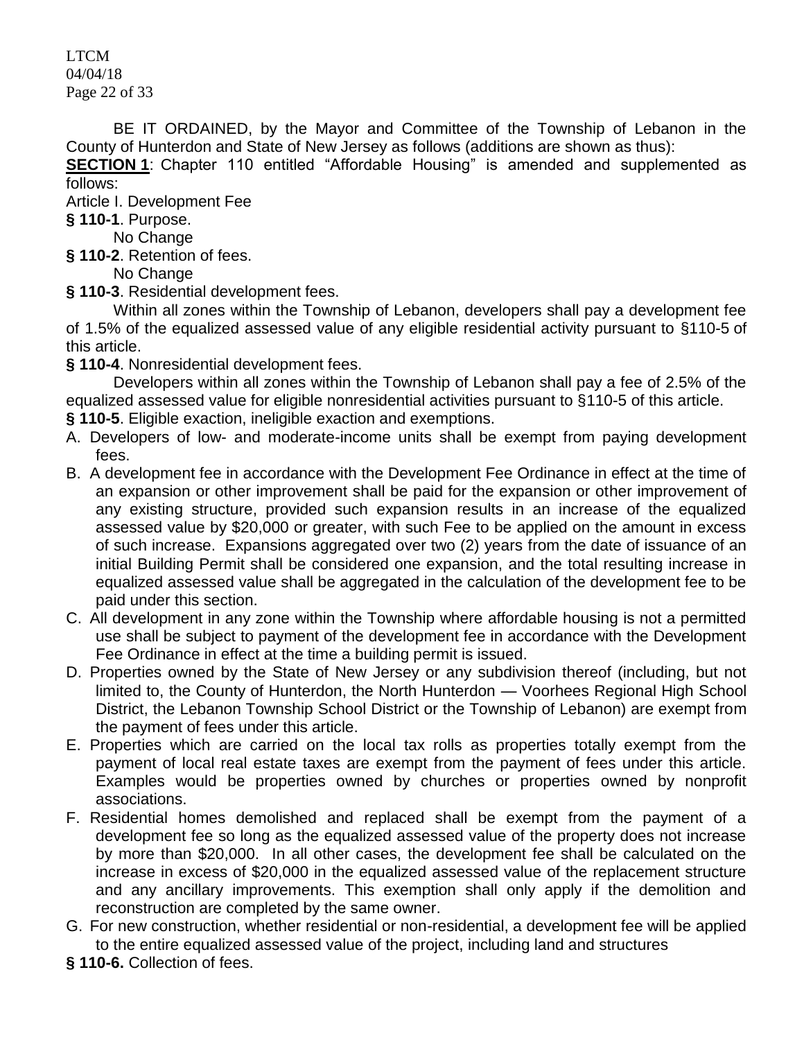BE IT ORDAINED, by the Mayor and Committee of the Township of Lebanon in the County of Hunterdon and State of New Jersey as follows (additions are shown as thus):

**SECTION 1**: Chapter 110 entitled "Affordable Housing" is amended and supplemented as follows:

Article I. Development Fee

**§ 110-1**. Purpose.

No Change

**§ 110-2**. Retention of fees.

No Change

**§ 110-3**. Residential development fees.

Within all zones within the Township of Lebanon, developers shall pay a development fee of 1.5% of the equalized assessed value of any eligible residential activity pursuant to §110-5 of this article.

**§ 110-4**. Nonresidential development fees.

Developers within all zones within the Township of Lebanon shall pay a fee of 2.5% of the equalized assessed value for eligible nonresidential activities pursuant to §110-5 of this article.

**§ 110-5**. Eligible exaction, ineligible exaction and exemptions.

A. Developers of low- and moderate-income units shall be exempt from paying development fees.

B. A development fee in accordance with the Development Fee Ordinance in effect at the time of an expansion or other improvement shall be paid for the expansion or other improvement of any existing structure, provided such expansion results in an increase of the equalized assessed value by $20,000 or greater, with such Fee to be applied on the amount in excess of such increase. Expansions aggregated over two (2) years from the date of issuance of an initial Building Permit shall be considered one expansion, and the total resulting increase in equalized assessed value shall be aggregated in the calculation of the development fee to be paid under this section.

C. All development in any zone within the Township where affordable housing is not a permitted use shall be subject to payment of the development fee in accordance with the Development Fee Ordinance in effect at the time a building permit is issued.

D. Properties owned by the State of New Jersey or any subdivision thereof (including, but not limited to, the County of Hunterdon, the North Hunterdon — Voorhees Regional High School District, the Lebanon Township School District or the Township of Lebanon) are exempt from the payment of fees under this article.

E. Properties which are carried on the local tax rolls as properties totally exempt from the payment of local real estate taxes are exempt from the payment of fees under this article. Examples would be properties owned by churches or properties owned by nonprofit associations.

F. Residential homes demolished and replaced shall be exempt from the payment of a development fee so long as the equalized assessed value of the property does not increase by more than $20,000. In all other cases, the development fee shall be calculated on the increase in excess of $20,000 in the equalized assessed value of the replacement structure and any ancillary improvements. This exemption shall only apply if the demolition and reconstruction are completed by the same owner.

G. For new construction, whether residential or non-residential, a development fee will be applied to the entire equalized assessed value of the project, including land and structures

**§ 110-6.** Collection of fees.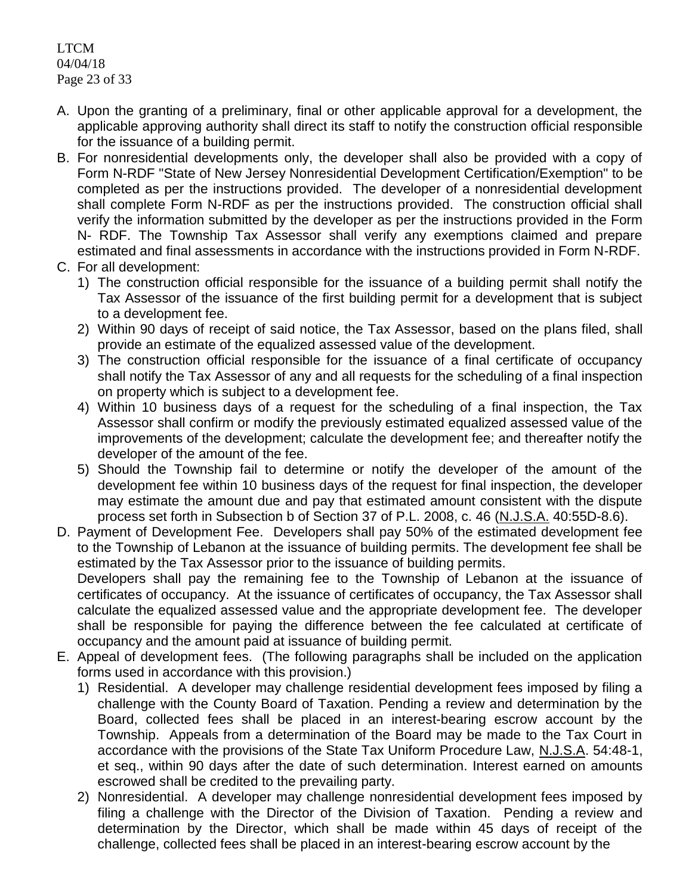A. Upon the granting of a preliminary, final or other applicable approval for a development, the applicable approving authority shall direct its staff to notify the construction official responsible for the issuance of a building permit.

B. For nonresidential developments only, the developer shall also be provided with a copy of Form N-RDF "State of New Jersey Nonresidential Development Certification/Exemption" to be completed as per the instructions provided. The developer of a nonresidential development shall complete Form N-RDF as per the instructions provided. The construction official shall verify the information submitted by the developer as per the instructions provided in the Form N- RDF. The Township Tax Assessor shall verify any exemptions claimed and prepare estimated and final assessments in accordance with the instructions provided in Form N-RDF.

C. For all development:
   1) The construction official responsible for the issuance of a building permit shall notify the Tax Assessor of the issuance of the first building permit for a development that is subject to a development fee.
   2) Within 90 days of receipt of said notice, the Tax Assessor, based on the plans filed, shall provide an estimate of the equalized assessed value of the development.
   3) The construction official responsible for the issuance of a final certificate of occupancy shall notify the Tax Assessor of any and all requests for the scheduling of a final inspection on property which is subject to a development fee.
   4) Within 10 business days of a request for the scheduling of a final inspection, the Tax Assessor shall confirm or modify the previously estimated equalized assessed value of the improvements of the development; calculate the development fee; and thereafter notify the developer of the amount of the fee.
   5) Should the Township fail to determine or notify the developer of the amount of the development fee within 10 business days of the request for final inspection, the developer may estimate the amount due and pay that estimated amount consistent with the dispute process set forth in Subsection b of Section 37 of P.L. 2008, c. 46 (N.J.S.A. 40:55D-8.6).

D. Payment of Development Fee. Developers shall pay 50% of the estimated development fee to the Township of Lebanon at the issuance of building permits. The development fee shall be estimated by the Tax Assessor prior to the issuance of building permits.
   Developers shall pay the remaining fee to the Township of Lebanon at the issuance of certificates of occupancy. At the issuance of certificates of occupancy, the Tax Assessor shall calculate the equalized assessed value and the appropriate development fee. The developer shall be responsible for paying the difference between the fee calculated at certificate of occupancy and the amount paid at issuance of building permit.

E. Appeal of development fees. (The following paragraphs shall be included on the application forms used in accordance with this provision.)
   1) Residential. A developer may challenge residential development fees imposed by filing a challenge with the County Board of Taxation. Pending a review and determination by the Board, collected fees shall be placed in an interest-bearing escrow account by the Township. Appeals from a determination of the Board may be made to the Tax Court in accordance with the provisions of the State Tax Uniform Procedure Law, N.J.S.A. 54:48-1, et seq., within 90 days after the date of such determination. Interest earned on amounts escrowed shall be credited to the prevailing party.
   2) Nonresidential. A developer may challenge nonresidential development fees imposed by filing a challenge with the Director of the Division of Taxation. Pending a review and determination by the Director, which shall be made within 45 days of receipt of the challenge, collected fees shall be placed in an interest-bearing escrow account by the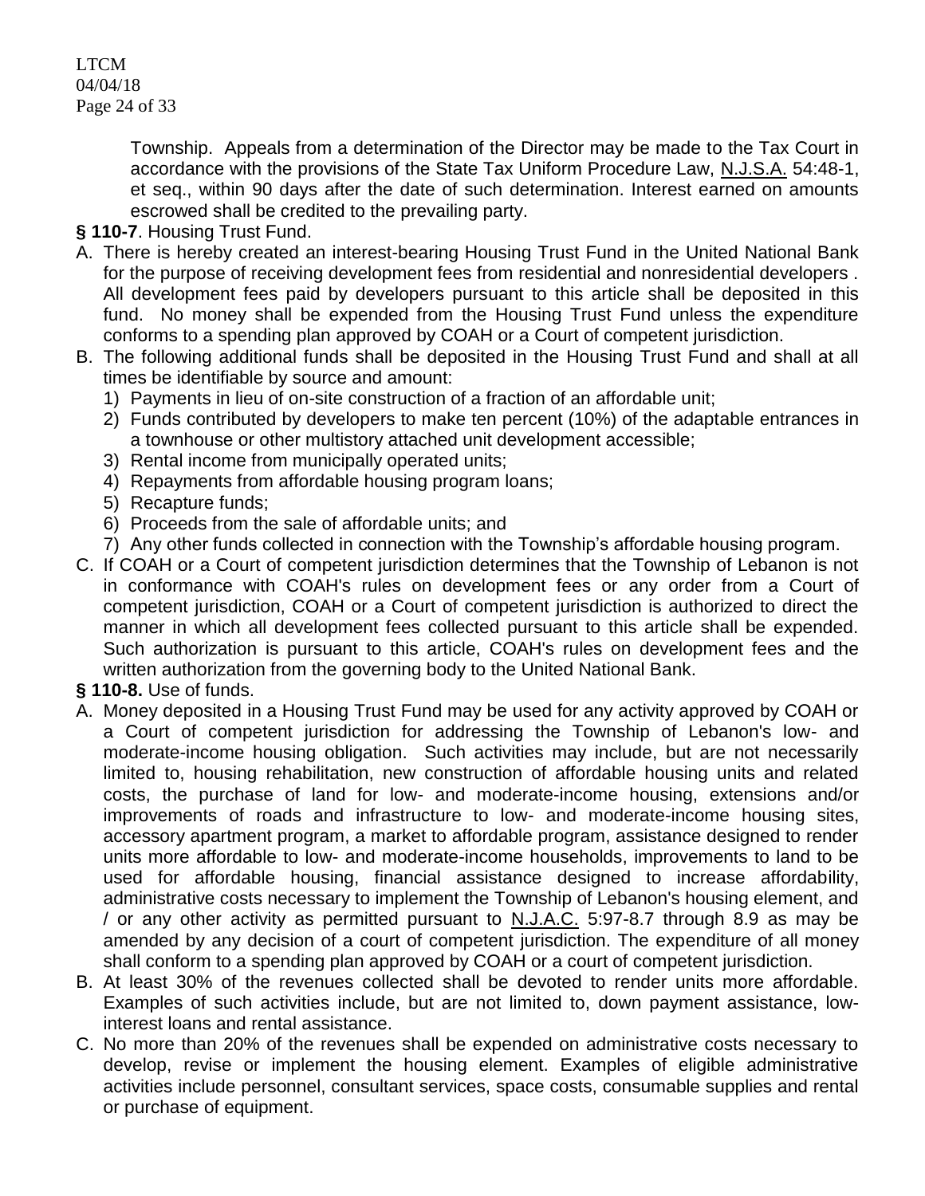Township. Appeals from a determination of the Director may be made to the Tax Court in accordance with the provisions of the State Tax Uniform Procedure Law, N.J.S.A. 54:48-1, et seq., within 90 days after the date of such determination. Interest earned on amounts escrowed shall be credited to the prevailing party.

**§ 110-7**. Housing Trust Fund.

A. There is hereby created an interest-bearing Housing Trust Fund in the United National Bank for the purpose of receiving development fees from residential and nonresidential developers . All development fees paid by developers pursuant to this article shall be deposited in this fund. No money shall be expended from the Housing Trust Fund unless the expenditure conforms to a spending plan approved by COAH or a Court of competent jurisdiction.

B. The following additional funds shall be deposited in the Housing Trust Fund and shall at all times be identifiable by source and amount:
   1) Payments in lieu of on-site construction of a fraction of an affordable unit;
   2) Funds contributed by developers to make ten percent (10%) of the adaptable entrances in a townhouse or other multistory attached unit development accessible;
   3) Rental income from municipally operated units;
   4) Repayments from affordable housing program loans;
   5) Recapture funds;
   6) Proceeds from the sale of affordable units; and
   7) Any other funds collected in connection with the Township's affordable housing program.

C. If COAH or a Court of competent jurisdiction determines that the Township of Lebanon is not in conformance with COAH's rules on development fees or any order from a Court of competent jurisdiction, COAH or a Court of competent jurisdiction is authorized to direct the manner in which all development fees collected pursuant to this article shall be expended. Such authorization is pursuant to this article, COAH's rules on development fees and the written authorization from the governing body to the United National Bank.

**§ 110-8.** Use of funds.

A. Money deposited in a Housing Trust Fund may be used for any activity approved by COAH or a Court of competent jurisdiction for addressing the Township of Lebanon's low- and moderate-income housing obligation. Such activities may include, but are not necessarily limited to, housing rehabilitation, new construction of affordable housing units and related costs, the purchase of land for low- and moderate-income housing, extensions and/or improvements of roads and infrastructure to low- and moderate-income housing sites, accessory apartment program, a market to affordable program, assistance designed to render units more affordable to low- and moderate-income households, improvements to land to be used for affordable housing, financial assistance designed to increase affordability, administrative costs necessary to implement the Township of Lebanon's housing element, and / or any other activity as permitted pursuant to N.J.A.C. 5:97-8.7 through 8.9 as may be amended by any decision of a court of competent jurisdiction. The expenditure of all money shall conform to a spending plan approved by COAH or a court of competent jurisdiction.

B. At least 30% of the revenues collected shall be devoted to render units more affordable. Examples of such activities include, but are not limited to, down payment assistance, low-interest loans and rental assistance.

C. No more than 20% of the revenues shall be expended on administrative costs necessary to develop, revise or implement the housing element. Examples of eligible administrative activities include personnel, consultant services, space costs, consumable supplies and rental or purchase of equipment.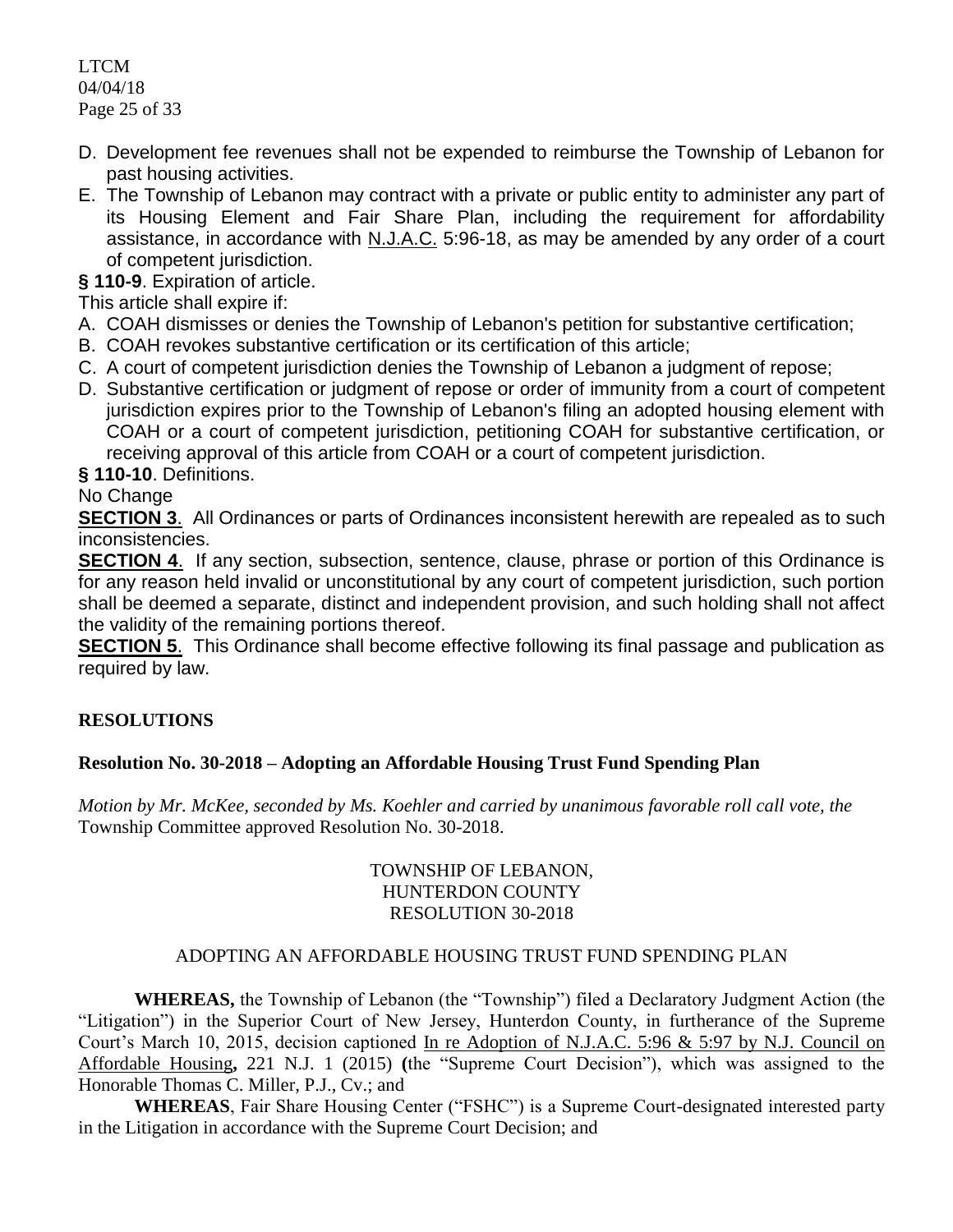D. Development fee revenues shall not be expended to reimburse the Township of Lebanon for past housing activities.

E. The Township of Lebanon may contract with a private or public entity to administer any part of its Housing Element and Fair Share Plan, including the requirement for affordability assistance, in accordance with N.J.A.C. 5:96-18, as may be amended by any order of a court of competent jurisdiction.

**§ 110-9**. Expiration of article.

This article shall expire if:

A. COAH dismisses or denies the Township of Lebanon's petition for substantive certification;

B. COAH revokes substantive certification or its certification of this article;

C. A court of competent jurisdiction denies the Township of Lebanon a judgment of repose;

D. Substantive certification or judgment of repose or order of immunity from a court of competent jurisdiction expires prior to the Township of Lebanon's filing an adopted housing element with COAH or a court of competent jurisdiction, petitioning COAH for substantive certification, or receiving approval of this article from COAH or a court of competent jurisdiction.

**§ 110-10**. Definitions.

No Change

**SECTION 3**. All Ordinances or parts of Ordinances inconsistent herewith are repealed as to such inconsistencies.

**SECTION 4**. If any section, subsection, sentence, clause, phrase or portion of this Ordinance is for any reason held invalid or unconstitutional by any court of competent jurisdiction, such portion shall be deemed a separate, distinct and independent provision, and such holding shall not affect the validity of the remaining portions thereof.

**SECTION 5**. This Ordinance shall become effective following its final passage and publication as required by law.

## RESOLUTIONS

### Resolution No. 30-2018 – Adopting an Affordable Housing Trust Fund Spending Plan

*Motion by Mr. McKee, seconded by Ms. Koehler and carried by unanimous favorable roll call vote, the* Township Committee approved Resolution No. 30-2018.

TOWNSHIP OF LEBANON,
HUNTERDON COUNTY
RESOLUTION 30-2018

ADOPTING AN AFFORDABLE HOUSING TRUST FUND SPENDING PLAN

**WHEREAS,** the Township of Lebanon (the "Township") filed a Declaratory Judgment Action (the "Litigation") in the Superior Court of New Jersey, Hunterdon County, in furtherance of the Supreme Court's March 10, 2015, decision captioned In re Adoption of N.J.A.C. 5:96 & 5:97 by N.J. Council on Affordable Housing**,** 221 N.J. 1 (2015) **(**the "Supreme Court Decision"), which was assigned to the Honorable Thomas C. Miller, P.J., Cv.; and

**WHEREAS**, Fair Share Housing Center ("FSHC") is a Supreme Court-designated interested party in the Litigation in accordance with the Supreme Court Decision; and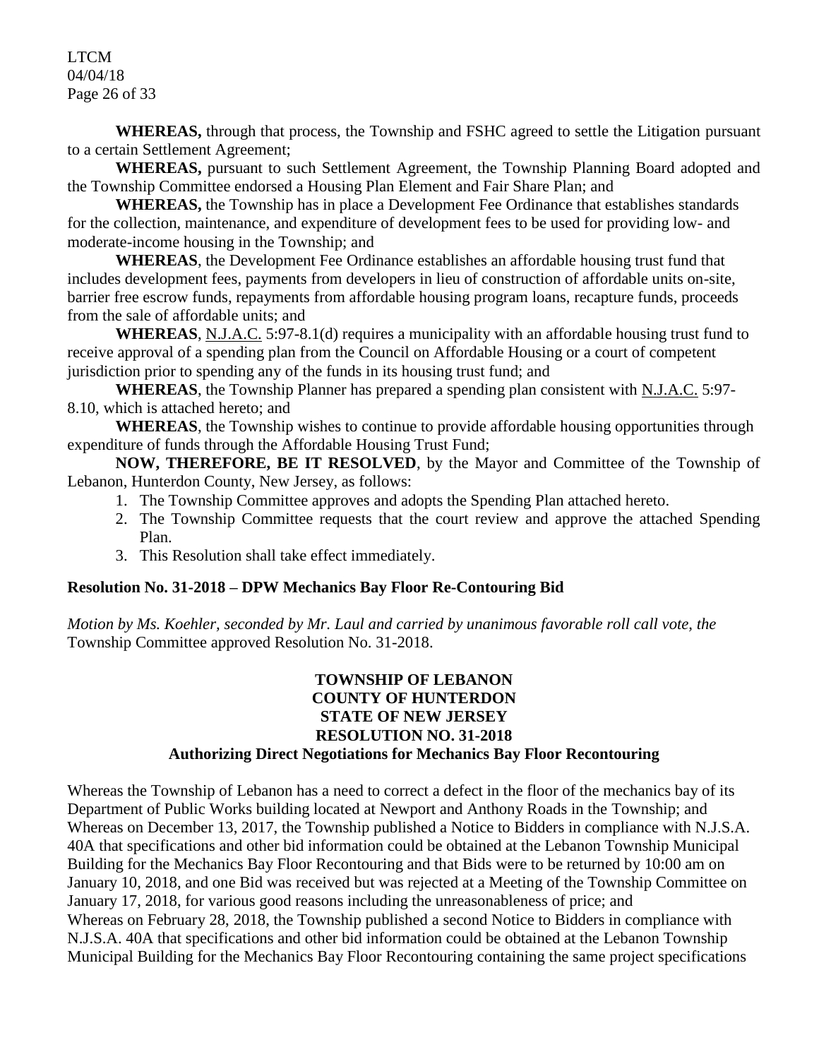**WHEREAS,** through that process, the Township and FSHC agreed to settle the Litigation pursuant to a certain Settlement Agreement;

**WHEREAS,** pursuant to such Settlement Agreement, the Township Planning Board adopted and the Township Committee endorsed a Housing Plan Element and Fair Share Plan; and

**WHEREAS,** the Township has in place a Development Fee Ordinance that establishes standards for the collection, maintenance, and expenditure of development fees to be used for providing low- and moderate-income housing in the Township; and

**WHEREAS**, the Development Fee Ordinance establishes an affordable housing trust fund that includes development fees, payments from developers in lieu of construction of affordable units on-site, barrier free escrow funds, repayments from affordable housing program loans, recapture funds, proceeds from the sale of affordable units; and

**WHEREAS**, N.J.A.C. 5:97-8.1(d) requires a municipality with an affordable housing trust fund to receive approval of a spending plan from the Council on Affordable Housing or a court of competent jurisdiction prior to spending any of the funds in its housing trust fund; and

**WHEREAS**, the Township Planner has prepared a spending plan consistent with N.J.A.C. 5:97-8.10, which is attached hereto; and

**WHEREAS**, the Township wishes to continue to provide affordable housing opportunities through expenditure of funds through the Affordable Housing Trust Fund;

**NOW, THEREFORE, BE IT RESOLVED**, by the Mayor and Committee of the Township of Lebanon, Hunterdon County, New Jersey, as follows:

1. The Township Committee approves and adopts the Spending Plan attached hereto.
2. The Township Committee requests that the court review and approve the attached Spending Plan.
3. This Resolution shall take effect immediately.

**Resolution No. 31-2018 – DPW Mechanics Bay Floor Re-Contouring Bid**

*Motion by Ms. Koehler, seconded by Mr. Laul and carried by unanimous favorable roll call vote, the* Township Committee approved Resolution No. 31-2018.

**TOWNSHIP OF LEBANON**
**COUNTY OF HUNTERDON**
**STATE OF NEW JERSEY**
**RESOLUTION NO. 31-2018**
**Authorizing Direct Negotiations for Mechanics Bay Floor Recontouring**

Whereas the Township of Lebanon has a need to correct a defect in the floor of the mechanics bay of its Department of Public Works building located at Newport and Anthony Roads in the Township; and
Whereas on December 13, 2017, the Township published a Notice to Bidders in compliance with N.J.S.A. 40A that specifications and other bid information could be obtained at the Lebanon Township Municipal Building for the Mechanics Bay Floor Recontouring and that Bids were to be returned by 10:00 am on January 10, 2018, and one Bid was received but was rejected at a Meeting of the Township Committee on January 17, 2018, for various good reasons including the unreasonableness of price; and
Whereas on February 28, 2018, the Township published a second Notice to Bidders in compliance with N.J.S.A. 40A that specifications and other bid information could be obtained at the Lebanon Township Municipal Building for the Mechanics Bay Floor Recontouring containing the same project specifications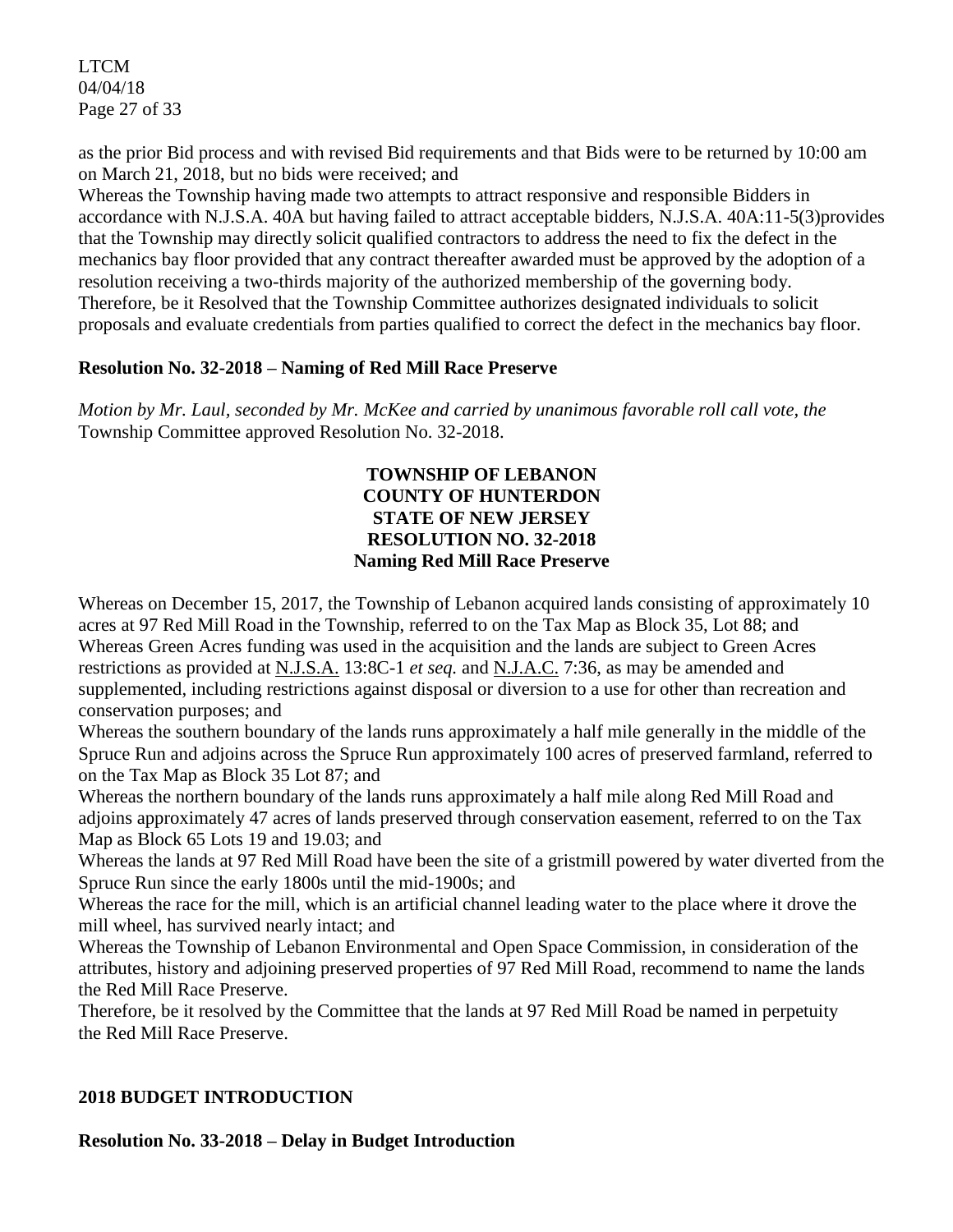as the prior Bid process and with revised Bid requirements and that Bids were to be returned by 10:00 am on March 21, 2018, but no bids were received; and

Whereas the Township having made two attempts to attract responsive and responsible Bidders in accordance with N.J.S.A. 40A but having failed to attract acceptable bidders, N.J.S.A. 40A:11-5(3)provides that the Township may directly solicit qualified contractors to address the need to fix the defect in the mechanics bay floor provided that any contract thereafter awarded must be approved by the adoption of a resolution receiving a two-thirds majority of the authorized membership of the governing body.

Therefore, be it Resolved that the Township Committee authorizes designated individuals to solicit proposals and evaluate credentials from parties qualified to correct the defect in the mechanics bay floor.

**Resolution No. 32-2018 – Naming of Red Mill Race Preserve**

*Motion by Mr. Laul, seconded by Mr. McKee and carried by unanimous favorable roll call vote, the* Township Committee approved Resolution No. 32-2018.

**TOWNSHIP OF LEBANON**
**COUNTY OF HUNTERDON**
**STATE OF NEW JERSEY**
**RESOLUTION NO. 32-2018**
**Naming Red Mill Race Preserve**

Whereas on December 15, 2017, the Township of Lebanon acquired lands consisting of approximately 10 acres at 97 Red Mill Road in the Township, referred to on the Tax Map as Block 35, Lot 88; and

Whereas Green Acres funding was used in the acquisition and the lands are subject to Green Acres restrictions as provided at N.J.S.A. 13:8C-1 *et seq.* and N.J.A.C. 7:36, as may be amended and supplemented, including restrictions against disposal or diversion to a use for other than recreation and conservation purposes; and

Whereas the southern boundary of the lands runs approximately a half mile generally in the middle of the Spruce Run and adjoins across the Spruce Run approximately 100 acres of preserved farmland, referred to on the Tax Map as Block 35 Lot 87; and

Whereas the northern boundary of the lands runs approximately a half mile along Red Mill Road and adjoins approximately 47 acres of lands preserved through conservation easement, referred to on the Tax Map as Block 65 Lots 19 and 19.03; and

Whereas the lands at 97 Red Mill Road have been the site of a gristmill powered by water diverted from the Spruce Run since the early 1800s until the mid-1900s; and

Whereas the race for the mill, which is an artificial channel leading water to the place where it drove the mill wheel, has survived nearly intact; and

Whereas the Township of Lebanon Environmental and Open Space Commission, in consideration of the attributes, history and adjoining preserved properties of 97 Red Mill Road, recommend to name the lands the Red Mill Race Preserve.

Therefore, be it resolved by the Committee that the lands at 97 Red Mill Road be named in perpetuity the Red Mill Race Preserve.

**2018 BUDGET INTRODUCTION**

**Resolution No. 33-2018 – Delay in Budget Introduction**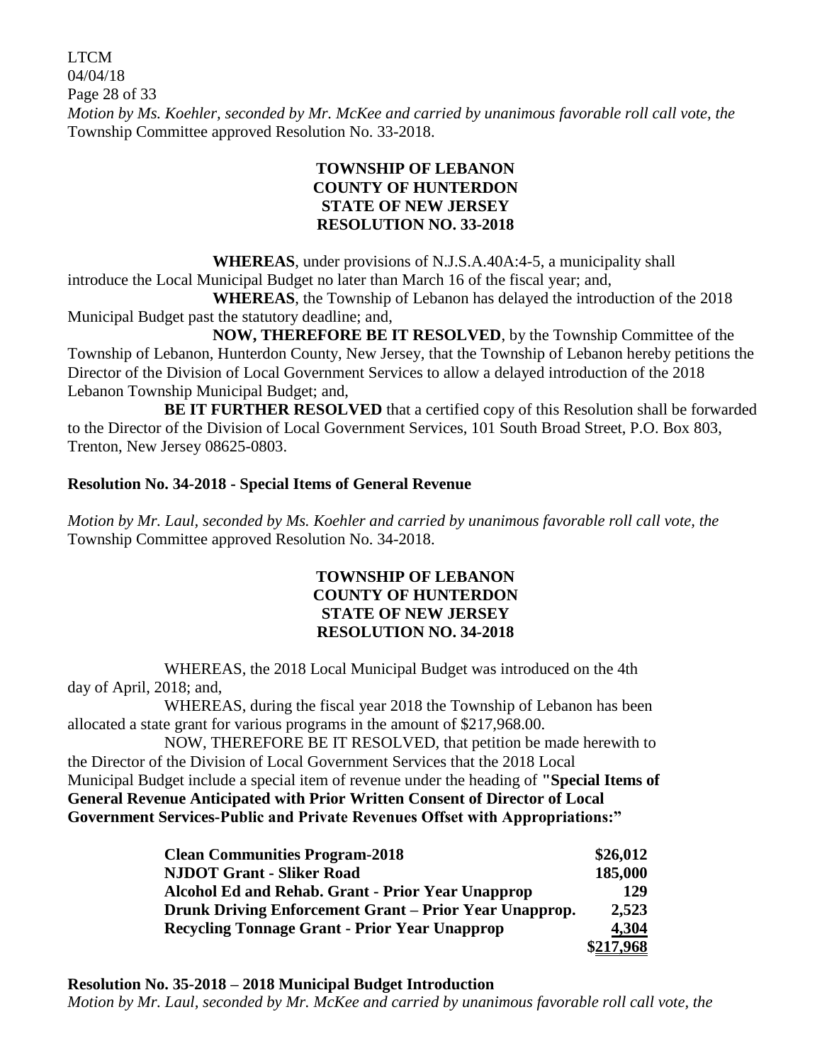*Motion by Ms. Koehler, seconded by Mr. McKee and carried by unanimous favorable roll call vote, the* Township Committee approved Resolution No. 33-2018.

**TOWNSHIP OF LEBANON**
**COUNTY OF HUNTERDON**
**STATE OF NEW JERSEY**
**RESOLUTION NO. 33-2018**

**WHEREAS**, under provisions of N.J.S.A.40A:4-5, a municipality shall introduce the Local Municipal Budget no later than March 16 of the fiscal year; and,

**WHEREAS**, the Township of Lebanon has delayed the introduction of the 2018 Municipal Budget past the statutory deadline; and,

**NOW, THEREFORE BE IT RESOLVED**, by the Township Committee of the Township of Lebanon, Hunterdon County, New Jersey, that the Township of Lebanon hereby petitions the Director of the Division of Local Government Services to allow a delayed introduction of the 2018 Lebanon Township Municipal Budget; and,

**BE IT FURTHER RESOLVED** that a certified copy of this Resolution shall be forwarded to the Director of the Division of Local Government Services, 101 South Broad Street, P.O. Box 803, Trenton, New Jersey 08625-0803.

**Resolution No. 34-2018 - Special Items of General Revenue**

*Motion by Mr. Laul, seconded by Ms. Koehler and carried by unanimous favorable roll call vote, the* Township Committee approved Resolution No. 34-2018.

**TOWNSHIP OF LEBANON**
**COUNTY OF HUNTERDON**
**STATE OF NEW JERSEY**
**RESOLUTION NO. 34-2018**

WHEREAS, the 2018 Local Municipal Budget was introduced on the 4th day of April, 2018; and,

WHEREAS, during the fiscal year 2018 the Township of Lebanon has been allocated a state grant for various programs in the amount of $217,968.00.

NOW, THEREFORE BE IT RESOLVED, that petition be made herewith to the Director of the Division of Local Government Services that the 2018 Local Municipal Budget include a special item of revenue under the heading of **"Special Items of General Revenue Anticipated with Prior Written Consent of Director of Local Government Services-Public and Private Revenues Offset with Appropriations:"**

| | |
|---|---|
| **Clean Communities Program-2018** | **$26,012** |
| **NJDOT Grant - Sliker Road** | **185,000** |
| **Alcohol Ed and Rehab. Grant - Prior Year Unapprop** | **129** |
| **Drunk Driving Enforcement Grant – Prior Year Unapprop.** | **2,523** |
| **Recycling Tonnage Grant - Prior Year Unapprop** | **4,304** |
| | **$217,968** |

**Resolution No. 35-2018 – 2018 Municipal Budget Introduction**

*Motion by Mr. Laul, seconded by Mr. McKee and carried by unanimous favorable roll call vote, the*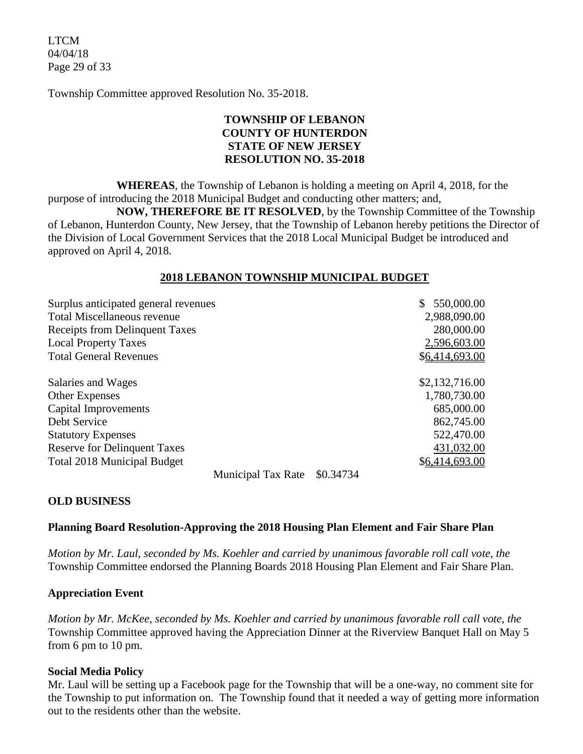Township Committee approved Resolution No. 35-2018.

**TOWNSHIP OF LEBANON**
**COUNTY OF HUNTERDON**
**STATE OF NEW JERSEY**
**RESOLUTION NO. 35-2018**

**WHEREAS**, the Township of Lebanon is holding a meeting on April 4, 2018, for the purpose of introducing the 2018 Municipal Budget and conducting other matters; and,

**NOW, THEREFORE BE IT RESOLVED**, by the Township Committee of the Township of Lebanon, Hunterdon County, New Jersey, that the Township of Lebanon hereby petitions the Director of the Division of Local Government Services that the 2018 Local Municipal Budget be introduced and approved on April 4, 2018.

**2018 LEBANON TOWNSHIP MUNICIPAL BUDGET**

| | |
|---|---|
| Surplus anticipated general revenues | $ 550,000.00 |
| Total Miscellaneous revenue | 2,988,090.00 |
| Receipts from Delinquent Taxes | 280,000.00 |
| Local Property Taxes | 2,596,603.00 |
| Total General Revenues | $6,414,693.00 |
| | |
| Salaries and Wages | $2,132,716.00 |
| Other Expenses | 1,780,730.00 |
| Capital Improvements | 685,000.00 |
| Debt Service | 862,745.00 |
| Statutory Expenses | 522,470.00 |
| Reserve for Delinquent Taxes | 431,032.00 |
| Total 2018 Municipal Budget | $6,414,693.00 |

Municipal Tax Rate $0.34734

**OLD BUSINESS**

**Planning Board Resolution-Approving the 2018 Housing Plan Element and Fair Share Plan**

*Motion by Mr. Laul, seconded by Ms. Koehler and carried by unanimous favorable roll call vote, the* Township Committee endorsed the Planning Boards 2018 Housing Plan Element and Fair Share Plan.

**Appreciation Event**

*Motion by Mr. McKee, seconded by Ms. Koehler and carried by unanimous favorable roll call vote, the* Township Committee approved having the Appreciation Dinner at the Riverview Banquet Hall on May 5 from 6 pm to 10 pm.

**Social Media Policy**

Mr. Laul will be setting up a Facebook page for the Township that will be a one-way, no comment site for the Township to put information on. The Township found that it needed a way of getting more information out to the residents other than the website.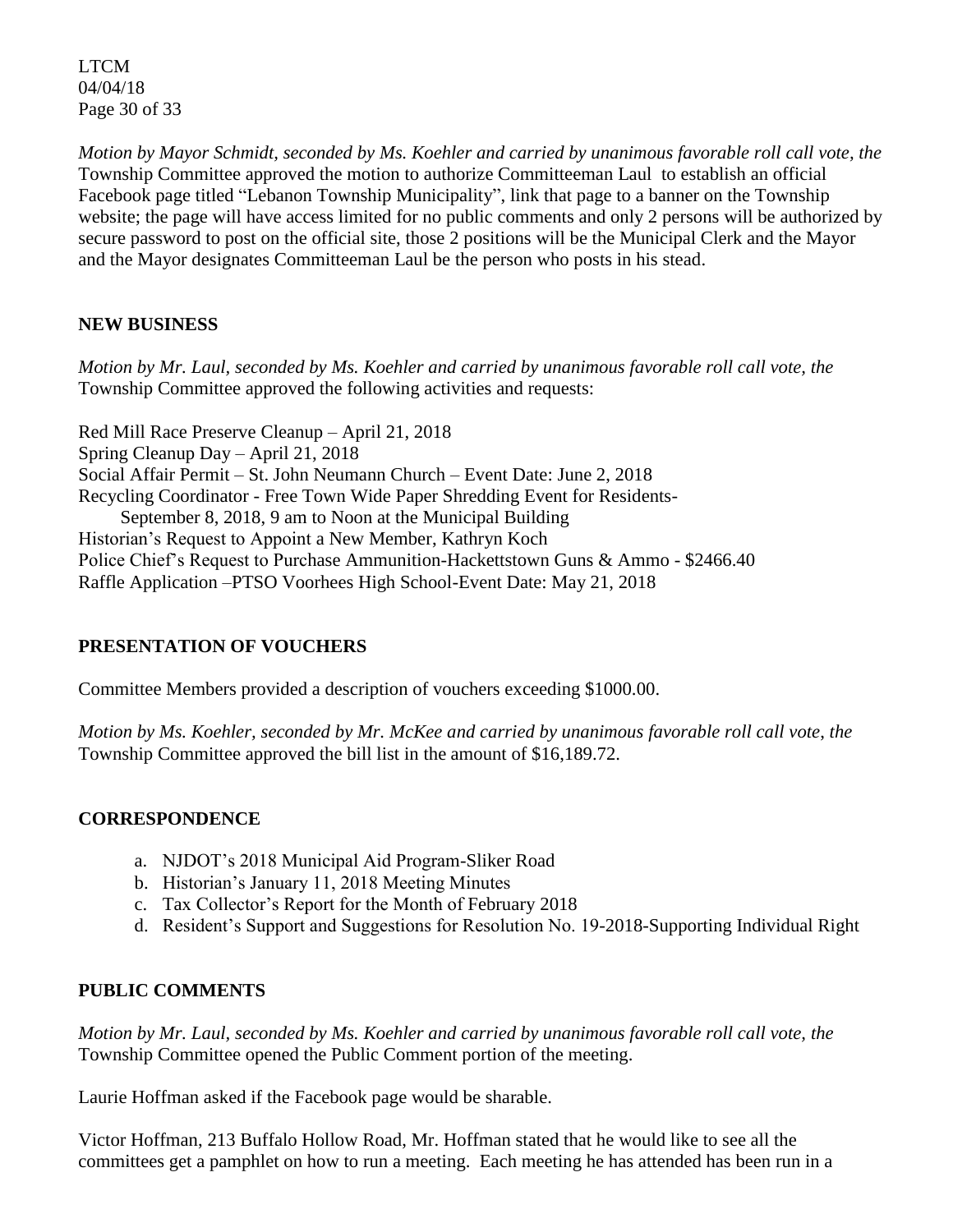*Motion by Mayor Schmidt, seconded by Ms. Koehler and carried by unanimous favorable roll call vote, the* Township Committee approved the motion to authorize Committeeman Laul to establish an official Facebook page titled "Lebanon Township Municipality", link that page to a banner on the Township website; the page will have access limited for no public comments and only 2 persons will be authorized by secure password to post on the official site, those 2 positions will be the Municipal Clerk and the Mayor and the Mayor designates Committeeman Laul be the person who posts in his stead.

## NEW BUSINESS

*Motion by Mr. Laul, seconded by Ms. Koehler and carried by unanimous favorable roll call vote, the* Township Committee approved the following activities and requests:

Red Mill Race Preserve Cleanup – April 21, 2018
Spring Cleanup Day – April 21, 2018
Social Affair Permit – St. John Neumann Church – Event Date: June 2, 2018
Recycling Coordinator - Free Town Wide Paper Shredding Event for Residents-
    September 8, 2018, 9 am to Noon at the Municipal Building
Historian's Request to Appoint a New Member, Kathryn Koch
Police Chief's Request to Purchase Ammunition-Hackettstown Guns & Ammo - $2466.40
Raffle Application –PTSO Voorhees High School-Event Date: May 21, 2018

## PRESENTATION OF VOUCHERS

Committee Members provided a description of vouchers exceeding $1000.00.

*Motion by Ms. Koehler, seconded by Mr. McKee and carried by unanimous favorable roll call vote, the* Township Committee approved the bill list in the amount of $16,189.72.

## CORRESPONDENCE

a. NJDOT's 2018 Municipal Aid Program-Sliker Road
b. Historian's January 11, 2018 Meeting Minutes
c. Tax Collector's Report for the Month of February 2018
d. Resident's Support and Suggestions for Resolution No. 19-2018-Supporting Individual Right

## PUBLIC COMMENTS

*Motion by Mr. Laul, seconded by Ms. Koehler and carried by unanimous favorable roll call vote, the* Township Committee opened the Public Comment portion of the meeting.

Laurie Hoffman asked if the Facebook page would be sharable.

Victor Hoffman, 213 Buffalo Hollow Road, Mr. Hoffman stated that he would like to see all the committees get a pamphlet on how to run a meeting. Each meeting he has attended has been run in a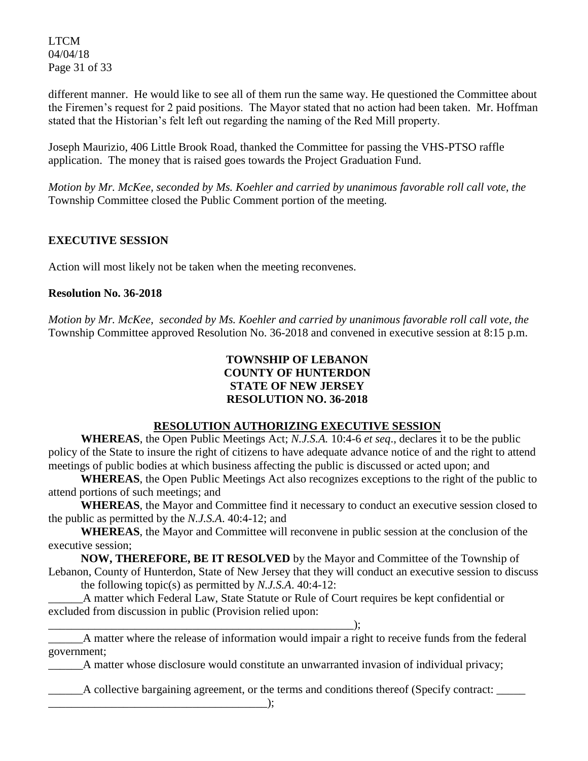different manner. He would like to see all of them run the same way. He questioned the Committee about the Firemen's request for 2 paid positions. The Mayor stated that no action had been taken. Mr. Hoffman stated that the Historian's felt left out regarding the naming of the Red Mill property.

Joseph Maurizio, 406 Little Brook Road, thanked the Committee for passing the VHS-PTSO raffle application. The money that is raised goes towards the Project Graduation Fund.

*Motion by Mr. McKee, seconded by Ms. Koehler and carried by unanimous favorable roll call vote, the* Township Committee closed the Public Comment portion of the meeting.

## EXECUTIVE SESSION

Action will most likely not be taken when the meeting reconvenes.

### Resolution No. 36-2018

*Motion by Mr. McKee, seconded by Ms. Koehler and carried by unanimous favorable roll call vote, the* Township Committee approved Resolution No. 36-2018 and convened in executive session at 8:15 p.m.

**TOWNSHIP OF LEBANON**
**COUNTY OF HUNTERDON**
**STATE OF NEW JERSEY**
**RESOLUTION NO. 36-2018**

**RESOLUTION AUTHORIZING EXECUTIVE SESSION**

**WHEREAS**, the Open Public Meetings Act; *N.J.S.A.* 10:4-6 *et seq*., declares it to be the public policy of the State to insure the right of citizens to have adequate advance notice of and the right to attend meetings of public bodies at which business affecting the public is discussed or acted upon; and

**WHEREAS**, the Open Public Meetings Act also recognizes exceptions to the right of the public to attend portions of such meetings; and

**WHEREAS**, the Mayor and Committee find it necessary to conduct an executive session closed to the public as permitted by the *N.J.S.A*. 40:4-12; and

**WHEREAS**, the Mayor and Committee will reconvene in public session at the conclusion of the executive session;

**NOW, THEREFORE, BE IT RESOLVED** by the Mayor and Committee of the Township of Lebanon, County of Hunterdon, State of New Jersey that they will conduct an executive session to discuss the following topic(s) as permitted by *N.J.S.A*. 40:4-12:

______A matter which Federal Law, State Statute or Rule of Court requires be kept confidential or excluded from discussion in public (Provision relied upon: _______________________________________________________);

______A matter where the release of information would impair a right to receive funds from the federal government;

______A matter whose disclosure would constitute an unwarranted invasion of individual privacy;

______A collective bargaining agreement, or the terms and conditions thereof (Specify contract: _____ ______________________________________);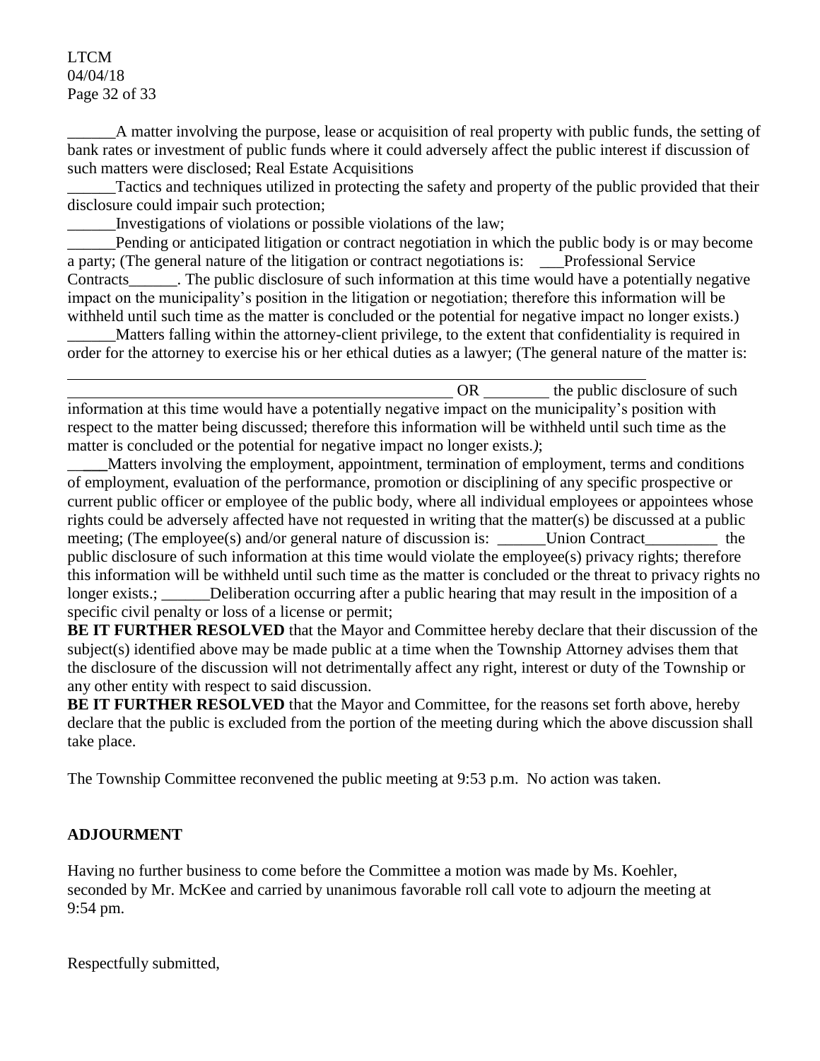\_\_\_\_\_\_A matter involving the purpose, lease or acquisition of real property with public funds, the setting of bank rates or investment of public funds where it could adversely affect the public interest if discussion of such matters were disclosed; Real Estate Acquisitions

\_\_\_\_\_\_Tactics and techniques utilized in protecting the safety and property of the public provided that their disclosure could impair such protection;

\_\_\_\_\_\_Investigations of violations or possible violations of the law;

\_\_\_\_\_\_Pending or anticipated litigation or contract negotiation in which the public body is or may become a party; (The general nature of the litigation or contract negotiations is: \_\_\_Professional Service Contracts\_\_\_\_\_\_. The public disclosure of such information at this time would have a potentially negative impact on the municipality's position in the litigation or negotiation; therefore this information will be withheld until such time as the matter is concluded or the potential for negative impact no longer exists.)

\_\_\_\_\_\_Matters falling within the attorney-client privilege, to the extent that confidentiality is required in order for the attorney to exercise his or her ethical duties as a lawyer; (The general nature of the matter is:

\_\_\_\_\_\_\_\_\_\_\_\_\_\_\_\_\_\_\_\_\_\_\_\_\_\_\_\_\_\_\_\_\_\_\_\_\_\_\_\_\_\_\_\_\_\_\_\_\_\_\_\_ OR \_\_\_\_\_\_\_\_ the public disclosure of such information at this time would have a potentially negative impact on the municipality's position with respect to the matter being discussed; therefore this information will be withheld until such time as the matter is concluded or the potential for negative impact no longer exists.*)*;

\_\_\_\_\_Matters involving the employment, appointment, termination of employment, terms and conditions of employment, evaluation of the performance, promotion or disciplining of any specific prospective or current public officer or employee of the public body, where all individual employees or appointees whose rights could be adversely affected have not requested in writing that the matter(s) be discussed at a public meeting; (The employee(s) and/or general nature of discussion is: \_\_\_\_\_\_Union Contract\_\_\_\_\_\_\_\_\_ the public disclosure of such information at this time would violate the employee(s) privacy rights; therefore this information will be withheld until such time as the matter is concluded or the threat to privacy rights no longer exists.; \_\_\_\_\_\_Deliberation occurring after a public hearing that may result in the imposition of a specific civil penalty or loss of a license or permit;

**BE IT FURTHER RESOLVED** that the Mayor and Committee hereby declare that their discussion of the subject(s) identified above may be made public at a time when the Township Attorney advises them that the disclosure of the discussion will not detrimentally affect any right, interest or duty of the Township or any other entity with respect to said discussion.

**BE IT FURTHER RESOLVED** that the Mayor and Committee, for the reasons set forth above, hereby declare that the public is excluded from the portion of the meeting during which the above discussion shall take place.

The Township Committee reconvened the public meeting at 9:53 p.m. No action was taken.

**ADJOURMENT**

Having no further business to come before the Committee a motion was made by Ms. Koehler, seconded by Mr. McKee and carried by unanimous favorable roll call vote to adjourn the meeting at 9:54 pm.

Respectfully submitted,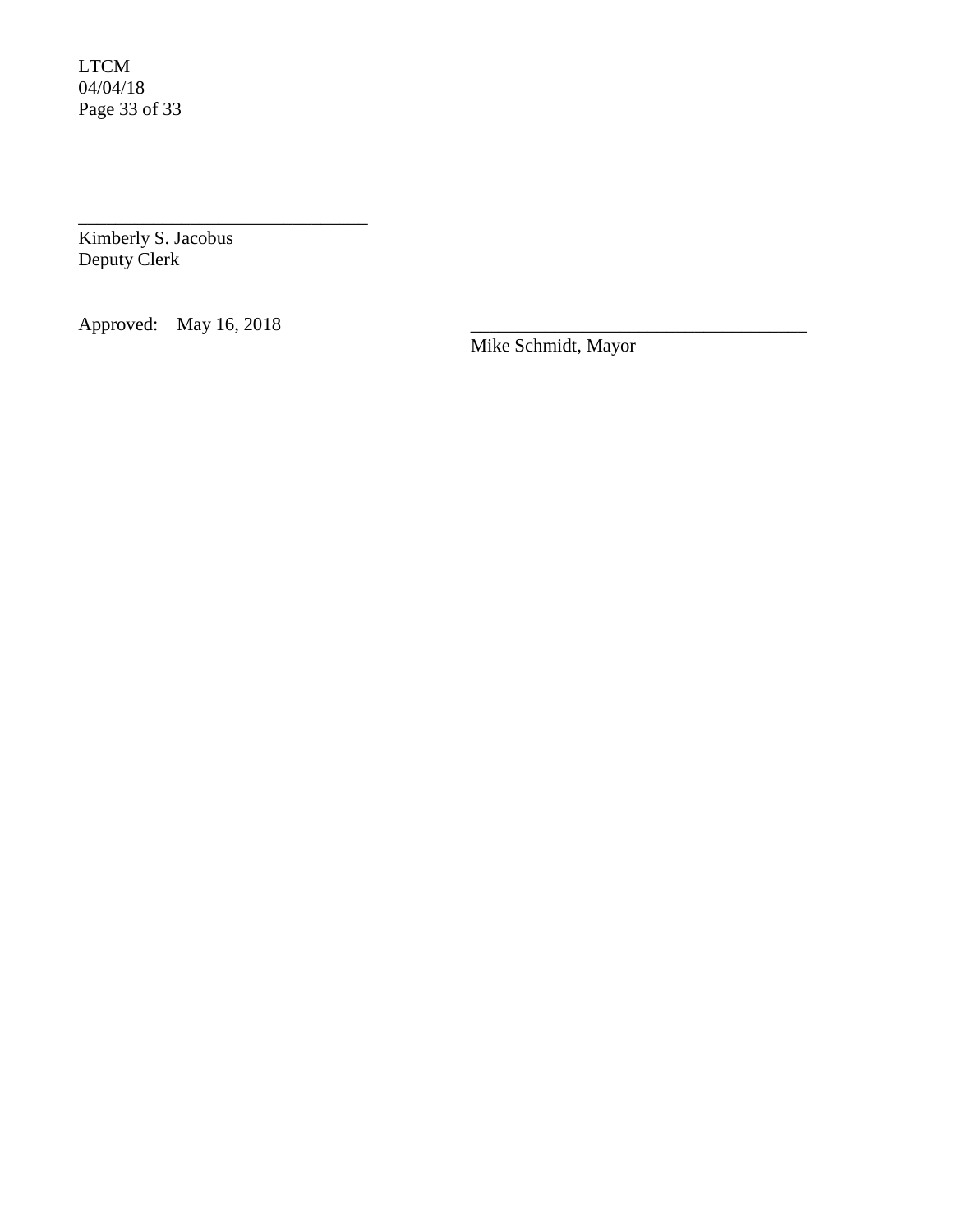_______________________________
Kimberly S. Jacobus
Deputy Clerk

Approved: May 16, 2018

____________________________________
Mike Schmidt, Mayor